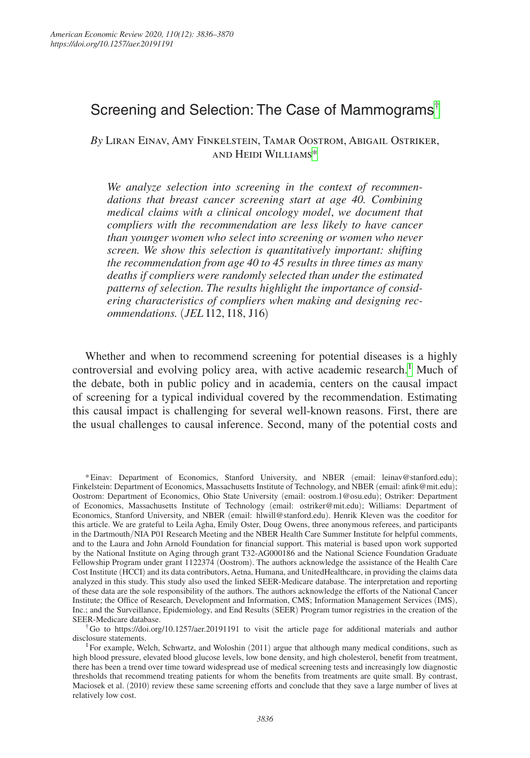# Screening and Selection: The Case of Mammograms[†]

*By* Liran Einav, Amy Finkelstein, Tamar Oostrom, Abigail Ostriker, and Heidi Williams[*]

*We analyze selection into screening in the context of recommendations that breast cancer screening start at age 40. Combining medical claims with a clinical oncology model, we document that compliers with the recommendation are less likely to have cancer than younger women who select into screening or women who never screen. We show this selection is quantitatively important: shifting the recommendation from age 40 to 45 results in three times as many deaths if compliers were randomly selected than under the estimated patterns of selection. The results highlight the importance of considering characteristics of compliers when making and designing recommendations.* (*JEL* I12, I18, J16)

Whether and when to recommend screening for potential diseases is a highly controversial and evolving policy area, with active academic research.[1] Much of the debate, both in public policy and in academia, centers on the causal impact of screening for a typical individual covered by the recommendation. Estimating this causal impact is challenging for several well-known reasons. First, there are the usual challenges to causal inference. Second, many of the potential costs and

---

[*] Einav: Department of Economics, Stanford University, and NBER (email: leinav@stanford.edu); Finkelstein: Department of Economics, Massachusetts Institute of Technology, and NBER (email: afink@mit.edu); Oostrom: Department of Economics, Ohio State University (email: oostrom.1@osu.edu); Ostriker: Department of Economics, Massachusetts Institute of Technology (email: ostriker@mit.edu); Williams: Department of Economics, Stanford University, and NBER (email: hlwill@stanford.edu). Henrik Kleven was the coeditor for this article. We are grateful to Leila Agha, Emily Oster, Doug Owens, three anonymous referees, and participants in the Dartmouth/NIA P01 Research Meeting and the NBER Health Care Summer Institute for helpful comments, and to the Laura and John Arnold Foundation for financial support. This material is based upon work supported by the National Institute on Aging through grant T32-AG000186 and the National Science Foundation Graduate Fellowship Program under grant 1122374 (Oostrom). The authors acknowledge the assistance of the Health Care Cost Institute (HCCI) and its data contributors, Aetna, Humana, and UnitedHealthcare, in providing the claims data analyzed in this study. This study also used the linked SEER-Medicare database. The interpretation and reporting of these data are the sole responsibility of the authors. The authors acknowledge the efforts of the National Cancer Institute; the Office of Research, Development and Information, CMS; Information Management Services (IMS), Inc.; and the Surveillance, Epidemiology, and End Results (SEER) Program tumor registries in the creation of the SEER-Medicare database.

[†] Go to https://doi.org/10.1257/aer.20191191 to visit the article page for additional materials and author disclosure statements.

[1] For example, Welch, Schwartz, and Woloshin (2011) argue that although many medical conditions, such as high blood pressure, elevated blood glucose levels, low bone density, and high cholesterol, benefit from treatment, there has been a trend over time toward widespread use of medical screening tests and increasingly low diagnostic thresholds that recommend treating patients for whom the benefits from treatments are quite small. By contrast, Maciosek et al. (2010) review these same screening efforts and conclude that they save a large number of lives at relatively low cost.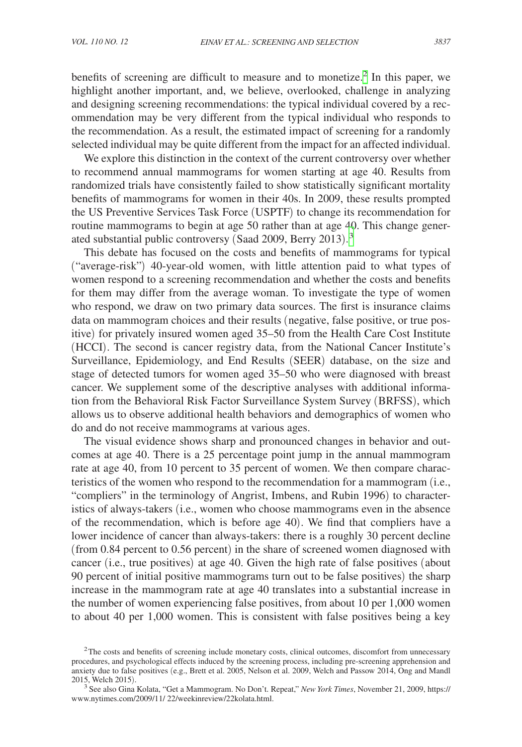benefits of screening are difficult to measure and to monetize.[2] In this paper, we highlight another important, and, we believe, overlooked, challenge in analyzing and designing screening recommendations: the typical individual covered by a recommendation may be very different from the typical individual who responds to the recommendation. As a result, the estimated impact of screening for a randomly selected individual may be quite different from the impact for an affected individual.

We explore this distinction in the context of the current controversy over whether to recommend annual mammograms for women starting at age 40. Results from randomized trials have consistently failed to show statistically significant mortality benefits of mammograms for women in their 40s. In 2009, these results prompted the US Preventive Services Task Force (USPTF) to change its recommendation for routine mammograms to begin at age 50 rather than at age 40. This change generated substantial public controversy (Saad 2009, Berry 2013).[3]

This debate has focused on the costs and benefits of mammograms for typical ("average-risk") 40-year-old women, with little attention paid to what types of women respond to a screening recommendation and whether the costs and benefits for them may differ from the average woman. To investigate the type of women who respond, we draw on two primary data sources. The first is insurance claims data on mammogram choices and their results (negative, false positive, or true positive) for privately insured women aged 35–50 from the Health Care Cost Institute (HCCI). The second is cancer registry data, from the National Cancer Institute's Surveillance, Epidemiology, and End Results (SEER) database, on the size and stage of detected tumors for women aged 35–50 who were diagnosed with breast cancer. We supplement some of the descriptive analyses with additional information from the Behavioral Risk Factor Surveillance System Survey (BRFSS), which allows us to observe additional health behaviors and demographics of women who do and do not receive mammograms at various ages.

The visual evidence shows sharp and pronounced changes in behavior and outcomes at age 40. There is a 25 percentage point jump in the annual mammogram rate at age 40, from 10 percent to 35 percent of women. We then compare characteristics of the women who respond to the recommendation for a mammogram (i.e., "compliers" in the terminology of Angrist, Imbens, and Rubin 1996) to characteristics of always-takers (i.e., women who choose mammograms even in the absence of the recommendation, which is before age 40). We find that compliers have a lower incidence of cancer than always-takers: there is a roughly 30 percent decline (from 0.84 percent to 0.56 percent) in the share of screened women diagnosed with cancer (i.e., true positives) at age 40. Given the high rate of false positives (about 90 percent of initial positive mammograms turn out to be false positives) the sharp increase in the mammogram rate at age 40 translates into a substantial increase in the number of women experiencing false positives, from about 10 per 1,000 women to about 40 per 1,000 women. This is consistent with false positives being a key

[2] The costs and benefits of screening include monetary costs, clinical outcomes, discomfort from unnecessary procedures, and psychological effects induced by the screening process, including pre-screening apprehension and anxiety due to false positives (e.g., Brett et al. 2005, Nelson et al. 2009, Welch and Passow 2014, Ong and Mandl 2015, Welch 2015).

[3] See also Gina Kolata, "Get a Mammogram. No Don't. Repeat," *New York Times*, November 21, 2009, https://www.nytimes.com/2009/11/ 22/weekinreview/22kolata.html.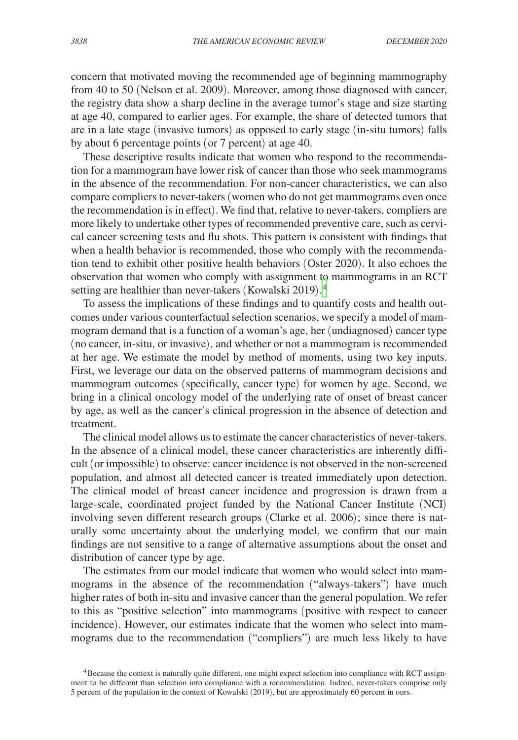concern that motivated moving the recommended age of beginning mammography from 40 to 50 (Nelson et al. 2009). Moreover, among those diagnosed with cancer, the registry data show a sharp decline in the average tumor's stage and size starting at age 40, compared to earlier ages. For example, the share of detected tumors that are in a late stage (invasive tumors) as opposed to early stage (in-situ tumors) falls by about 6 percentage points (or 7 percent) at age 40.

These descriptive results indicate that women who respond to the recommendation for a mammogram have lower risk of cancer than those who seek mammograms in the absence of the recommendation. For non-cancer characteristics, we can also compare compliers to never-takers (women who do not get mammograms even once the recommendation is in effect). We find that, relative to never-takers, compliers are more likely to undertake other types of recommended preventive care, such as cervical cancer screening tests and flu shots. This pattern is consistent with findings that when a health behavior is recommended, those who comply with the recommendation tend to exhibit other positive health behaviors (Oster 2020). It also echoes the observation that women who comply with assignment to mammograms in an RCT setting are healthier than never-takers (Kowalski 2019).[4]

To assess the implications of these findings and to quantify costs and health outcomes under various counterfactual selection scenarios, we specify a model of mammogram demand that is a function of a woman's age, her (undiagnosed) cancer type (no cancer, in-situ, or invasive), and whether or not a mammogram is recommended at her age. We estimate the model by method of moments, using two key inputs. First, we leverage our data on the observed patterns of mammogram decisions and mammogram outcomes (specifically, cancer type) for women by age. Second, we bring in a clinical oncology model of the underlying rate of onset of breast cancer by age, as well as the cancer's clinical progression in the absence of detection and treatment.

The clinical model allows us to estimate the cancer characteristics of never-takers. In the absence of a clinical model, these cancer characteristics are inherently difficult (or impossible) to observe: cancer incidence is not observed in the non-screened population, and almost all detected cancer is treated immediately upon detection. The clinical model of breast cancer incidence and progression is drawn from a large-scale, coordinated project funded by the National Cancer Institute (NCI) involving seven different research groups (Clarke et al. 2006); since there is naturally some uncertainty about the underlying model, we confirm that our main findings are not sensitive to a range of alternative assumptions about the onset and distribution of cancer type by age.

The estimates from our model indicate that women who would select into mammograms in the absence of the recommendation ("always-takers") have much higher rates of both in-situ and invasive cancer than the general population. We refer to this as "positive selection" into mammograms (positive with respect to cancer incidence). However, our estimates indicate that the women who select into mammograms due to the recommendation ("compliers") are much less likely to have

[4] Because the context is naturally quite different, one might expect selection into compliance with RCT assignment to be different than selection into compliance with a recommendation. Indeed, never-takers comprise only 5 percent of the population in the context of Kowalski (2019), but are approximately 60 percent in ours.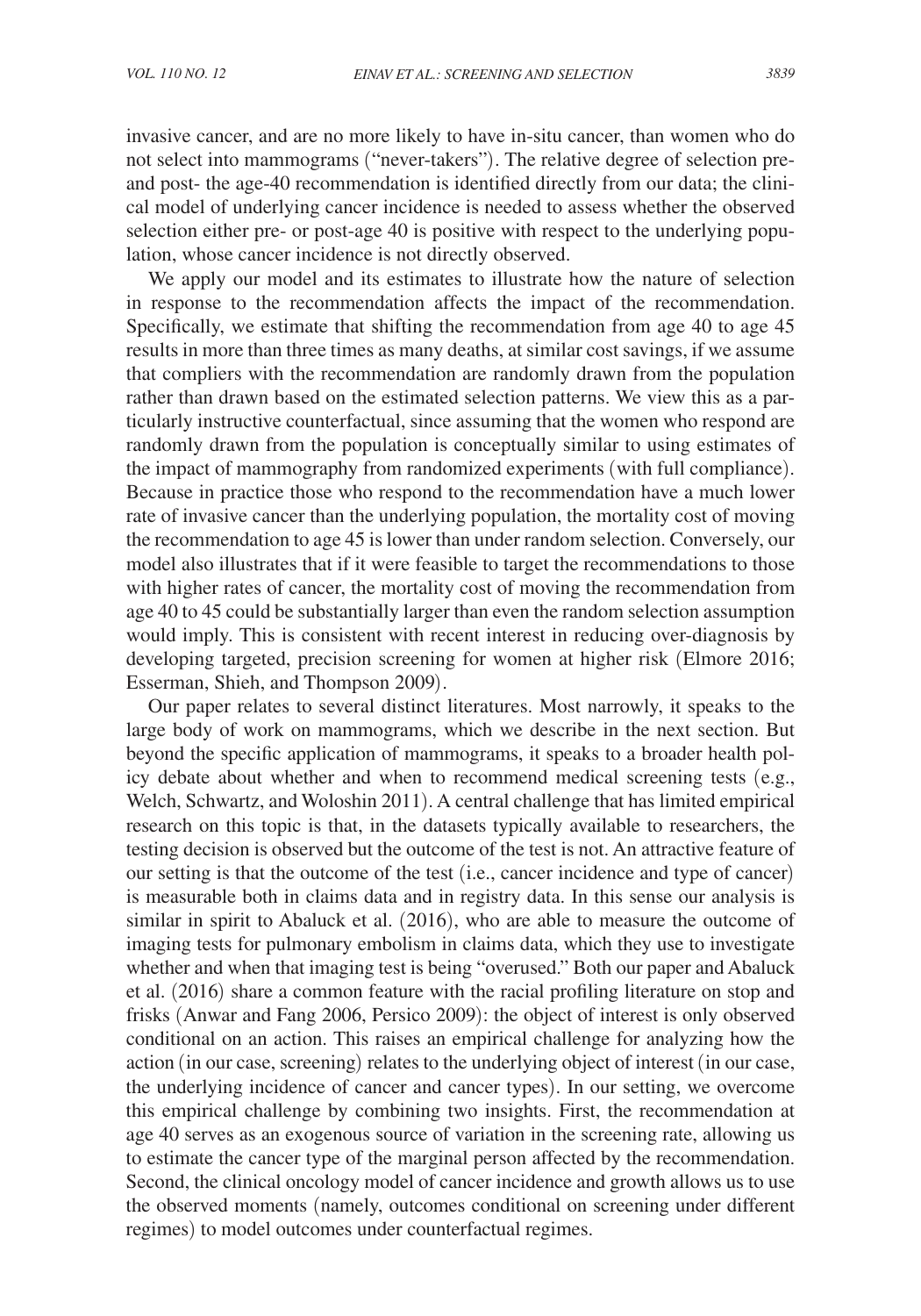invasive cancer, and are no more likely to have in-situ cancer, than women who do not select into mammograms ("never-takers"). The relative degree of selection pre- and post- the age-40 recommendation is identified directly from our data; the clinical model of underlying cancer incidence is needed to assess whether the observed selection either pre- or post-age 40 is positive with respect to the underlying population, whose cancer incidence is not directly observed.

We apply our model and its estimates to illustrate how the nature of selection in response to the recommendation affects the impact of the recommendation. Specifically, we estimate that shifting the recommendation from age 40 to age 45 results in more than three times as many deaths, at similar cost savings, if we assume that compliers with the recommendation are randomly drawn from the population rather than drawn based on the estimated selection patterns. We view this as a particularly instructive counterfactual, since assuming that the women who respond are randomly drawn from the population is conceptually similar to using estimates of the impact of mammography from randomized experiments (with full compliance). Because in practice those who respond to the recommendation have a much lower rate of invasive cancer than the underlying population, the mortality cost of moving the recommendation to age 45 is lower than under random selection. Conversely, our model also illustrates that if it were feasible to target the recommendations to those with higher rates of cancer, the mortality cost of moving the recommendation from age 40 to 45 could be substantially larger than even the random selection assumption would imply. This is consistent with recent interest in reducing over-diagnosis by developing targeted, precision screening for women at higher risk (Elmore 2016; Esserman, Shieh, and Thompson 2009).

Our paper relates to several distinct literatures. Most narrowly, it speaks to the large body of work on mammograms, which we describe in the next section. But beyond the specific application of mammograms, it speaks to a broader health policy debate about whether and when to recommend medical screening tests (e.g., Welch, Schwartz, and Woloshin 2011). A central challenge that has limited empirical research on this topic is that, in the datasets typically available to researchers, the testing decision is observed but the outcome of the test is not. An attractive feature of our setting is that the outcome of the test (i.e., cancer incidence and type of cancer) is measurable both in claims data and in registry data. In this sense our analysis is similar in spirit to Abaluck et al. (2016), who are able to measure the outcome of imaging tests for pulmonary embolism in claims data, which they use to investigate whether and when that imaging test is being "overused." Both our paper and Abaluck et al. (2016) share a common feature with the racial profiling literature on stop and frisks (Anwar and Fang 2006, Persico 2009): the object of interest is only observed conditional on an action. This raises an empirical challenge for analyzing how the action (in our case, screening) relates to the underlying object of interest (in our case, the underlying incidence of cancer and cancer types). In our setting, we overcome this empirical challenge by combining two insights. First, the recommendation at age 40 serves as an exogenous source of variation in the screening rate, allowing us to estimate the cancer type of the marginal person affected by the recommendation. Second, the clinical oncology model of cancer incidence and growth allows us to use the observed moments (namely, outcomes conditional on screening under different regimes) to model outcomes under counterfactual regimes.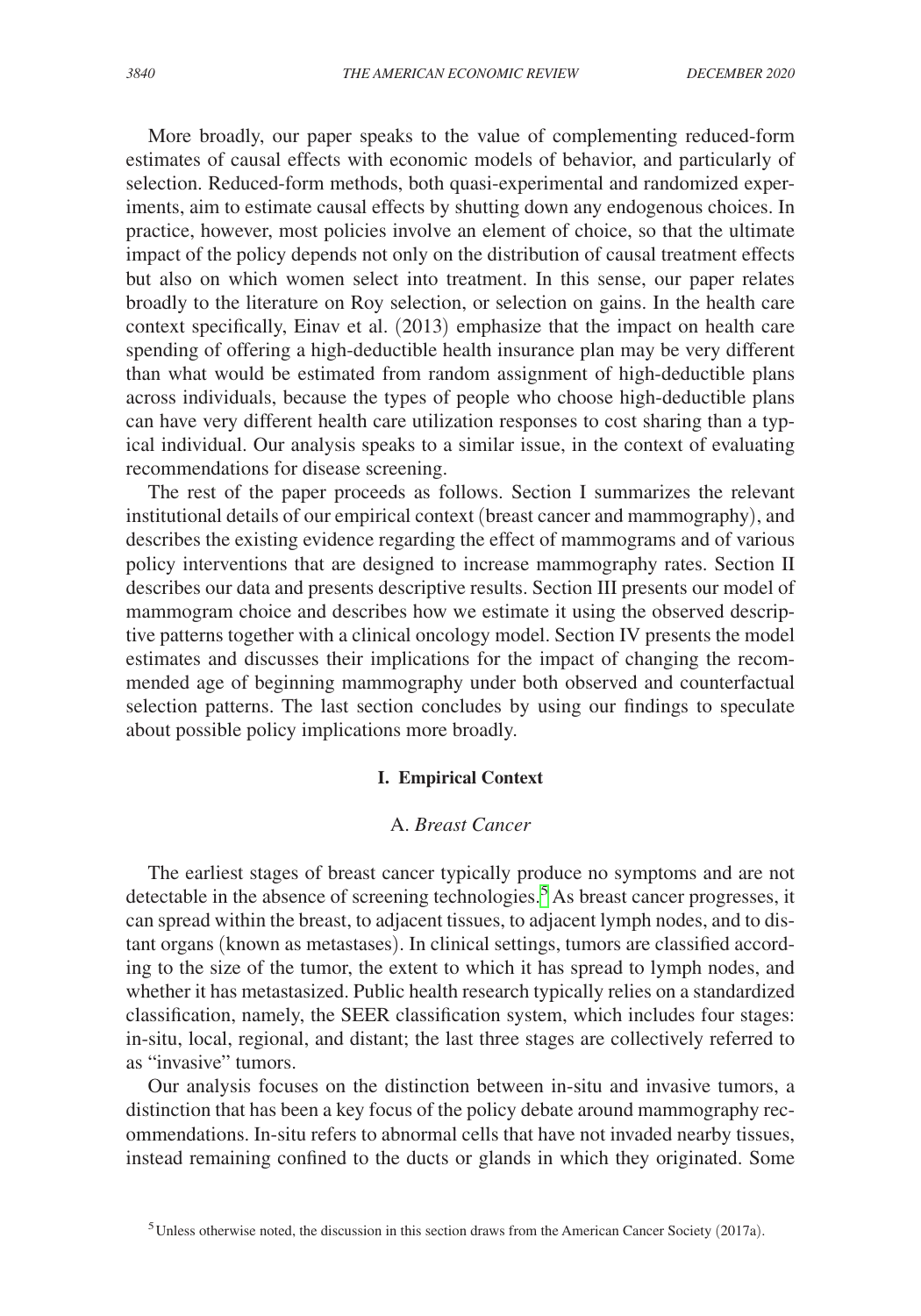More broadly, our paper speaks to the value of complementing reduced-form estimates of causal effects with economic models of behavior, and particularly of selection. Reduced-form methods, both quasi-experimental and randomized experiments, aim to estimate causal effects by shutting down any endogenous choices. In practice, however, most policies involve an element of choice, so that the ultimate impact of the policy depends not only on the distribution of causal treatment effects but also on which women select into treatment. In this sense, our paper relates broadly to the literature on Roy selection, or selection on gains. In the health care context specifically, Einav et al. (2013) emphasize that the impact on health care spending of offering a high-deductible health insurance plan may be very different than what would be estimated from random assignment of high-deductible plans across individuals, because the types of people who choose high-deductible plans can have very different health care utilization responses to cost sharing than a typical individual. Our analysis speaks to a similar issue, in the context of evaluating recommendations for disease screening.

The rest of the paper proceeds as follows. Section I summarizes the relevant institutional details of our empirical context (breast cancer and mammography), and describes the existing evidence regarding the effect of mammograms and of various policy interventions that are designed to increase mammography rates. Section II describes our data and presents descriptive results. Section III presents our model of mammogram choice and describes how we estimate it using the observed descriptive patterns together with a clinical oncology model. Section IV presents the model estimates and discusses their implications for the impact of changing the recommended age of beginning mammography under both observed and counterfactual selection patterns. The last section concludes by using our findings to speculate about possible policy implications more broadly.

## I. Empirical Context

### A. *Breast Cancer*

The earliest stages of breast cancer typically produce no symptoms and are not detectable in the absence of screening technologies.[5] As breast cancer progresses, it can spread within the breast, to adjacent tissues, to adjacent lymph nodes, and to distant organs (known as metastases). In clinical settings, tumors are classified according to the size of the tumor, the extent to which it has spread to lymph nodes, and whether it has metastasized. Public health research typically relies on a standardized classification, namely, the SEER classification system, which includes four stages: in-situ, local, regional, and distant; the last three stages are collectively referred to as "invasive" tumors.

Our analysis focuses on the distinction between in-situ and invasive tumors, a distinction that has been a key focus of the policy debate around mammography recommendations. In-situ refers to abnormal cells that have not invaded nearby tissues, instead remaining confined to the ducts or glands in which they originated. Some

[5] Unless otherwise noted, the discussion in this section draws from the American Cancer Society (2017a).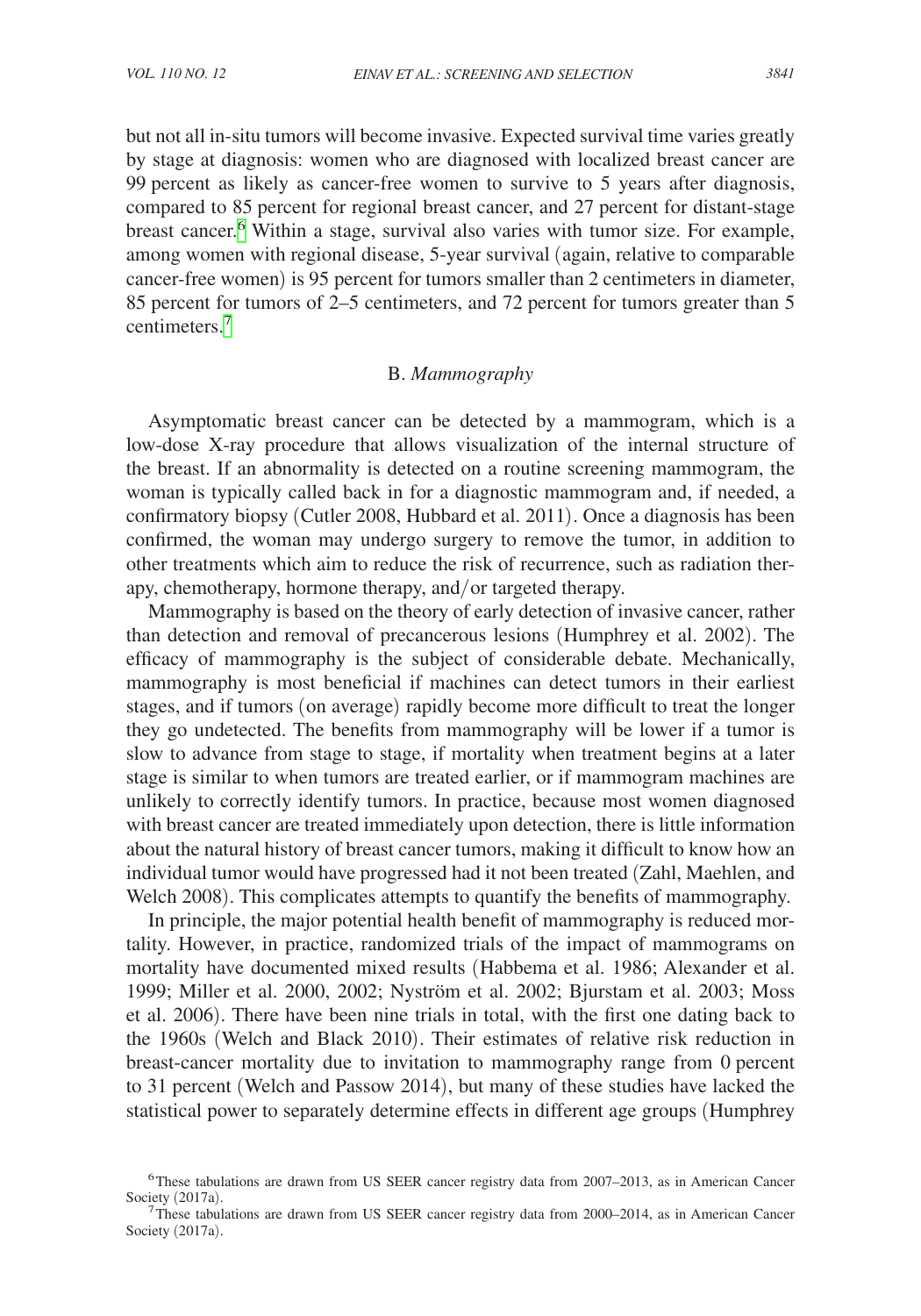but not all in-situ tumors will become invasive. Expected survival time varies greatly by stage at diagnosis: women who are diagnosed with localized breast cancer are 99 percent as likely as cancer-free women to survive to 5 years after diagnosis, compared to 85 percent for regional breast cancer, and 27 percent for distant-stage breast cancer.[6] Within a stage, survival also varies with tumor size. For example, among women with regional disease, 5-year survival (again, relative to comparable cancer-free women) is 95 percent for tumors smaller than 2 centimeters in diameter, 85 percent for tumors of 2–5 centimeters, and 72 percent for tumors greater than 5 centimeters.[7]

### B. *Mammography*

Asymptomatic breast cancer can be detected by a mammogram, which is a low-dose X-ray procedure that allows visualization of the internal structure of the breast. If an abnormality is detected on a routine screening mammogram, the woman is typically called back in for a diagnostic mammogram and, if needed, a confirmatory biopsy (Cutler 2008, Hubbard et al. 2011). Once a diagnosis has been confirmed, the woman may undergo surgery to remove the tumor, in addition to other treatments which aim to reduce the risk of recurrence, such as radiation therapy, chemotherapy, hormone therapy, and/or targeted therapy.

Mammography is based on the theory of early detection of invasive cancer, rather than detection and removal of precancerous lesions (Humphrey et al. 2002). The efficacy of mammography is the subject of considerable debate. Mechanically, mammography is most beneficial if machines can detect tumors in their earliest stages, and if tumors (on average) rapidly become more difficult to treat the longer they go undetected. The benefits from mammography will be lower if a tumor is slow to advance from stage to stage, if mortality when treatment begins at a later stage is similar to when tumors are treated earlier, or if mammogram machines are unlikely to correctly identify tumors. In practice, because most women diagnosed with breast cancer are treated immediately upon detection, there is little information about the natural history of breast cancer tumors, making it difficult to know how an individual tumor would have progressed had it not been treated (Zahl, Maehlen, and Welch 2008). This complicates attempts to quantify the benefits of mammography.

In principle, the major potential health benefit of mammography is reduced mortality. However, in practice, randomized trials of the impact of mammograms on mortality have documented mixed results (Habbema et al. 1986; Alexander et al. 1999; Miller et al. 2000, 2002; Nyström et al. 2002; Bjurstam et al. 2003; Moss et al. 2006). There have been nine trials in total, with the first one dating back to the 1960s (Welch and Black 2010). Their estimates of relative risk reduction in breast-cancer mortality due to invitation to mammography range from 0 percent to 31 percent (Welch and Passow 2014), but many of these studies have lacked the statistical power to separately determine effects in different age groups (Humphrey

[6] These tabulations are drawn from US SEER cancer registry data from 2007–2013, as in American Cancer Society (2017a).

[7] These tabulations are drawn from US SEER cancer registry data from 2000–2014, as in American Cancer Society (2017a).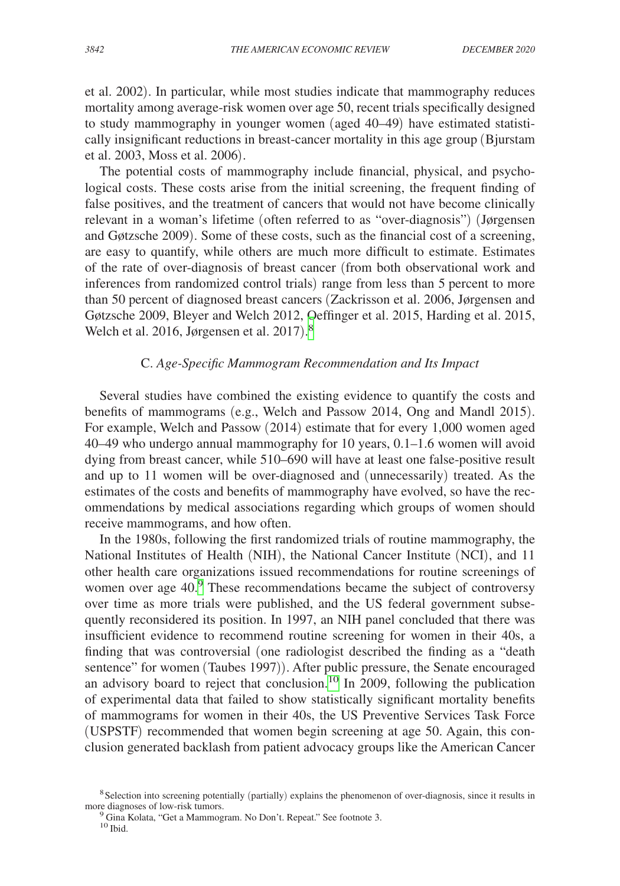et al. 2002). In particular, while most studies indicate that mammography reduces mortality among average-risk women over age 50, recent trials specifically designed to study mammography in younger women (aged 40–49) have estimated statistically insignificant reductions in breast-cancer mortality in this age group (Bjurstam et al. 2003, Moss et al. 2006).

The potential costs of mammography include financial, physical, and psychological costs. These costs arise from the initial screening, the frequent finding of false positives, and the treatment of cancers that would not have become clinically relevant in a woman's lifetime (often referred to as "over-diagnosis") (Jørgensen and Gøtzsche 2009). Some of these costs, such as the financial cost of a screening, are easy to quantify, while others are much more difficult to estimate. Estimates of the rate of over-diagnosis of breast cancer (from both observational work and inferences from randomized control trials) range from less than 5 percent to more than 50 percent of diagnosed breast cancers (Zackrisson et al. 2006, Jørgensen and Gøtzsche 2009, Bleyer and Welch 2012, Oeffinger et al. 2015, Harding et al. 2015, Welch et al. 2016, Jørgensen et al. 2017).[8]

### C. *Age-Specific Mammogram Recommendation and Its Impact*

Several studies have combined the existing evidence to quantify the costs and benefits of mammograms (e.g., Welch and Passow 2014, Ong and Mandl 2015). For example, Welch and Passow (2014) estimate that for every 1,000 women aged 40–49 who undergo annual mammography for 10 years, 0.1–1.6 women will avoid dying from breast cancer, while 510–690 will have at least one false-positive result and up to 11 women will be over-diagnosed and (unnecessarily) treated. As the estimates of the costs and benefits of mammography have evolved, so have the recommendations by medical associations regarding which groups of women should receive mammograms, and how often.

In the 1980s, following the first randomized trials of routine mammography, the National Institutes of Health (NIH), the National Cancer Institute (NCI), and 11 other health care organizations issued recommendations for routine screenings of women over age 40.[9] These recommendations became the subject of controversy over time as more trials were published, and the US federal government subsequently reconsidered its position. In 1997, an NIH panel concluded that there was insufficient evidence to recommend routine screening for women in their 40s, a finding that was controversial (one radiologist described the finding as a "death sentence" for women (Taubes 1997)). After public pressure, the Senate encouraged an advisory board to reject that conclusion.[10] In 2009, following the publication of experimental data that failed to show statistically significant mortality benefits of mammograms for women in their 40s, the US Preventive Services Task Force (USPSTF) recommended that women begin screening at age 50. Again, this conclusion generated backlash from patient advocacy groups like the American Cancer

[8] Selection into screening potentially (partially) explains the phenomenon of over-diagnosis, since it results in more diagnoses of low-risk tumors.

[9] Gina Kolata, "Get a Mammogram. No Don't. Repeat." See footnote 3.

[10] Ibid.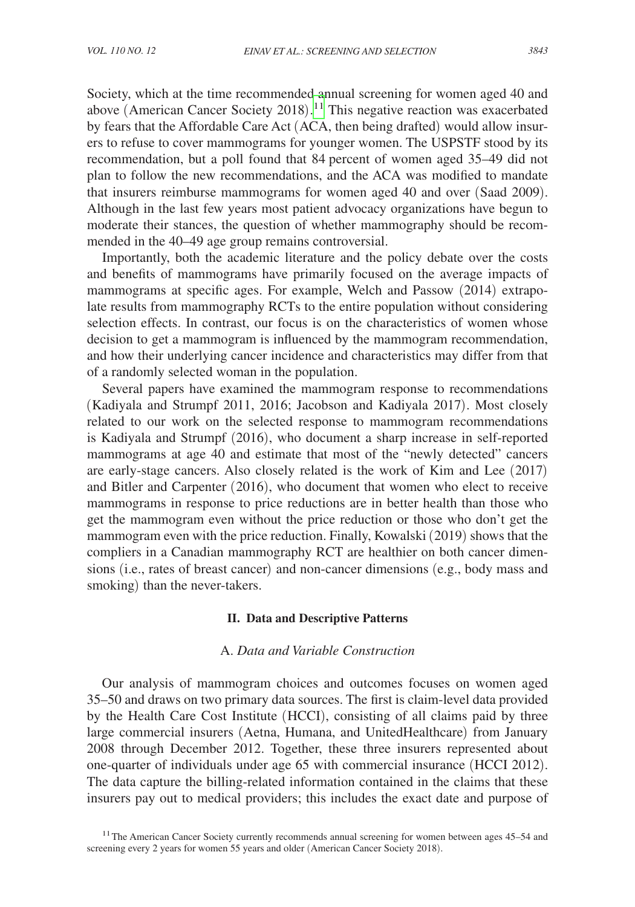Society, which at the time recommended annual screening for women aged 40 and above (American Cancer Society 2018).[11] This negative reaction was exacerbated by fears that the Affordable Care Act (ACA, then being drafted) would allow insurers to refuse to cover mammograms for younger women. The USPSTF stood by its recommendation, but a poll found that 84 percent of women aged 35–49 did not plan to follow the new recommendations, and the ACA was modified to mandate that insurers reimburse mammograms for women aged 40 and over (Saad 2009). Although in the last few years most patient advocacy organizations have begun to moderate their stances, the question of whether mammography should be recommended in the 40–49 age group remains controversial.

Importantly, both the academic literature and the policy debate over the costs and benefits of mammograms have primarily focused on the average impacts of mammograms at specific ages. For example, Welch and Passow (2014) extrapolate results from mammography RCTs to the entire population without considering selection effects. In contrast, our focus is on the characteristics of women whose decision to get a mammogram is influenced by the mammogram recommendation, and how their underlying cancer incidence and characteristics may differ from that of a randomly selected woman in the population.

Several papers have examined the mammogram response to recommendations (Kadiyala and Strumpf 2011, 2016; Jacobson and Kadiyala 2017). Most closely related to our work on the selected response to mammogram recommendations is Kadiyala and Strumpf (2016), who document a sharp increase in self-reported mammograms at age 40 and estimate that most of the "newly detected" cancers are early-stage cancers. Also closely related is the work of Kim and Lee (2017) and Bitler and Carpenter (2016), who document that women who elect to receive mammograms in response to price reductions are in better health than those who get the mammogram even without the price reduction or those who don't get the mammogram even with the price reduction. Finally, Kowalski (2019) shows that the compliers in a Canadian mammography RCT are healthier on both cancer dimensions (i.e., rates of breast cancer) and non-cancer dimensions (e.g., body mass and smoking) than the never-takers.

## II. Data and Descriptive Patterns

### A. *Data and Variable Construction*

Our analysis of mammogram choices and outcomes focuses on women aged 35–50 and draws on two primary data sources. The first is claim-level data provided by the Health Care Cost Institute (HCCI), consisting of all claims paid by three large commercial insurers (Aetna, Humana, and UnitedHealthcare) from January 2008 through December 2012. Together, these three insurers represented about one-quarter of individuals under age 65 with commercial insurance (HCCI 2012). The data capture the billing-related information contained in the claims that these insurers pay out to medical providers; this includes the exact date and purpose of

[11] The American Cancer Society currently recommends annual screening for women between ages 45–54 and screening every 2 years for women 55 years and older (American Cancer Society 2018).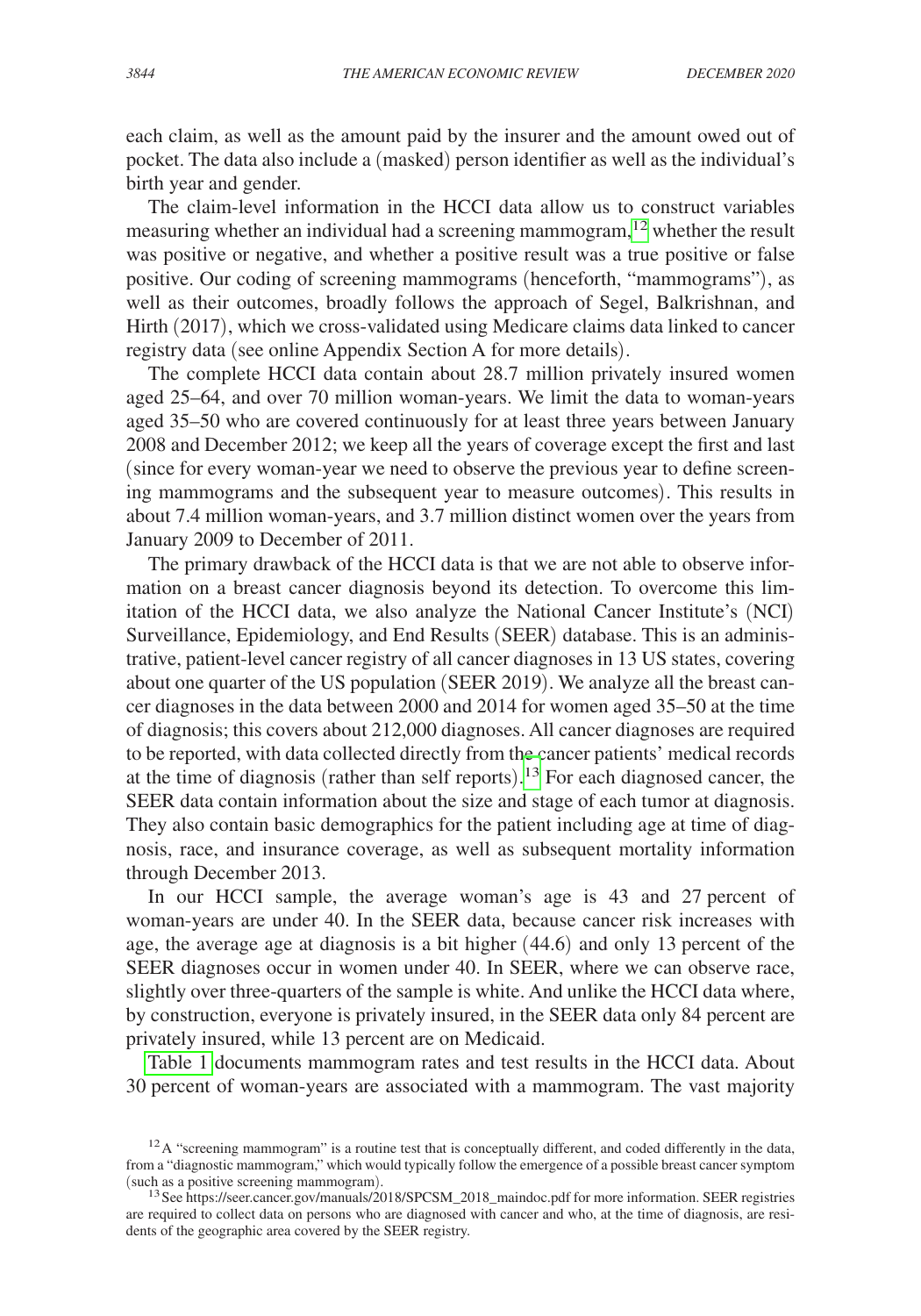each claim, as well as the amount paid by the insurer and the amount owed out of pocket. The data also include a (masked) person identifier as well as the individual's birth year and gender.

The claim-level information in the HCCI data allow us to construct variables measuring whether an individual had a screening mammogram,[12] whether the result was positive or negative, and whether a positive result was a true positive or false positive. Our coding of screening mammograms (henceforth, "mammograms"), as well as their outcomes, broadly follows the approach of Segel, Balkrishnan, and Hirth (2017), which we cross-validated using Medicare claims data linked to cancer registry data (see online Appendix Section A for more details).

The complete HCCI data contain about 28.7 million privately insured women aged 25–64, and over 70 million woman-years. We limit the data to woman-years aged 35–50 who are covered continuously for at least three years between January 2008 and December 2012; we keep all the years of coverage except the first and last (since for every woman-year we need to observe the previous year to define screening mammograms and the subsequent year to measure outcomes). This results in about 7.4 million woman-years, and 3.7 million distinct women over the years from January 2009 to December of 2011.

The primary drawback of the HCCI data is that we are not able to observe information on a breast cancer diagnosis beyond its detection. To overcome this limitation of the HCCI data, we also analyze the National Cancer Institute's (NCI) Surveillance, Epidemiology, and End Results (SEER) database. This is an administrative, patient-level cancer registry of all cancer diagnoses in 13 US states, covering about one quarter of the US population (SEER 2019). We analyze all the breast cancer diagnoses in the data between 2000 and 2014 for women aged 35–50 at the time of diagnosis; this covers about 212,000 diagnoses. All cancer diagnoses are required to be reported, with data collected directly from the cancer patients' medical records at the time of diagnosis (rather than self reports).[13] For each diagnosed cancer, the SEER data contain information about the size and stage of each tumor at diagnosis. They also contain basic demographics for the patient including age at time of diagnosis, race, and insurance coverage, as well as subsequent mortality information through December 2013.

In our HCCI sample, the average woman's age is 43 and 27 percent of woman-years are under 40. In the SEER data, because cancer risk increases with age, the average age at diagnosis is a bit higher (44.6) and only 13 percent of the SEER diagnoses occur in women under 40. In SEER, where we can observe race, slightly over three-quarters of the sample is white. And unlike the HCCI data where, by construction, everyone is privately insured, in the SEER data only 84 percent are privately insured, while 13 percent are on Medicaid.

Table 1 documents mammogram rates and test results in the HCCI data. About 30 percent of woman-years are associated with a mammogram. The vast majority

[12] A "screening mammogram" is a routine test that is conceptually different, and coded differently in the data, from a "diagnostic mammogram," which would typically follow the emergence of a possible breast cancer symptom (such as a positive screening mammogram).

[13] See https://seer.cancer.gov/manuals/2018/SPCSM_2018_maindoc.pdf for more information. SEER registries are required to collect data on persons who are diagnosed with cancer and who, at the time of diagnosis, are residents of the geographic area covered by the SEER registry.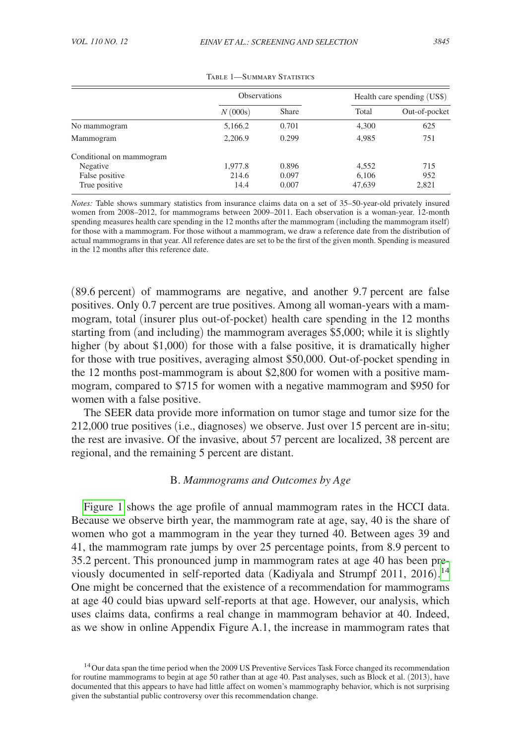Table 1—Summary Statistics

| | Observations | | Health care spending (US$) | |
|---|---|---|---|---|
| | $N$ (000s) | Share | Total | Out-of-pocket |
| No mammogram | 5,166.2 | 0.701 | 4,300 | 625 |
| Mammogram | 2,206.9 | 0.299 | 4,985 | 751 |
| Conditional on mammogram | | | | |
| Negative | 1,977.8 | 0.896 | 4,552 | 715 |
| False positive | 214.6 | 0.097 | 6,106 | 952 |
| True positive | 14.4 | 0.007 | 47,639 | 2,821 |

*Notes:* Table shows summary statistics from insurance claims data on a set of 35–50-year-old privately insured women from 2008–2012, for mammograms between 2009–2011. Each observation is a woman-year. 12-month spending measures health care spending in the 12 months after the mammogram (including the mammogram itself) for those with a mammogram. For those without a mammogram, we draw a reference date from the distribution of actual mammograms in that year. All reference dates are set to be the first of the given month. Spending is measured in the 12 months after this reference date.

(89.6 percent) of mammograms are negative, and another 9.7 percent are false positives. Only 0.7 percent are true positives. Among all woman-years with a mammogram, total (insurer plus out-of-pocket) health care spending in the 12 months starting from (and including) the mammogram averages \$5,000; while it is slightly higher (by about \$1,000) for those with a false positive, it is dramatically higher for those with true positives, averaging almost \$50,000. Out-of-pocket spending in the 12 months post-mammogram is about \$2,800 for women with a positive mammogram, compared to \$715 for women with a negative mammogram and \$950 for women with a false positive.

The SEER data provide more information on tumor stage and tumor size for the 212,000 true positives (i.e., diagnoses) we observe. Just over 15 percent are in-situ; the rest are invasive. Of the invasive, about 57 percent are localized, 38 percent are regional, and the remaining 5 percent are distant.

### B. *Mammograms and Outcomes by Age*

Figure 1 shows the age profile of annual mammogram rates in the HCCI data. Because we observe birth year, the mammogram rate at age, say, 40 is the share of women who got a mammogram in the year they turned 40. Between ages 39 and 41, the mammogram rate jumps by over 25 percentage points, from 8.9 percent to 35.2 percent. This pronounced jump in mammogram rates at age 40 has been previously documented in self-reported data (Kadiyala and Strumpf 2011, 2016).[14] One might be concerned that the existence of a recommendation for mammograms at age 40 could bias upward self-reports at that age. However, our analysis, which uses claims data, confirms a real change in mammogram behavior at 40. Indeed, as we show in online Appendix Figure A.1, the increase in mammogram rates that

[14] Our data span the time period when the 2009 US Preventive Services Task Force changed its recommendation for routine mammograms to begin at age 50 rather than at age 40. Past analyses, such as Block et al. (2013), have documented that this appears to have had little affect on women's mammography behavior, which is not surprising given the substantial public controversy over this recommendation change.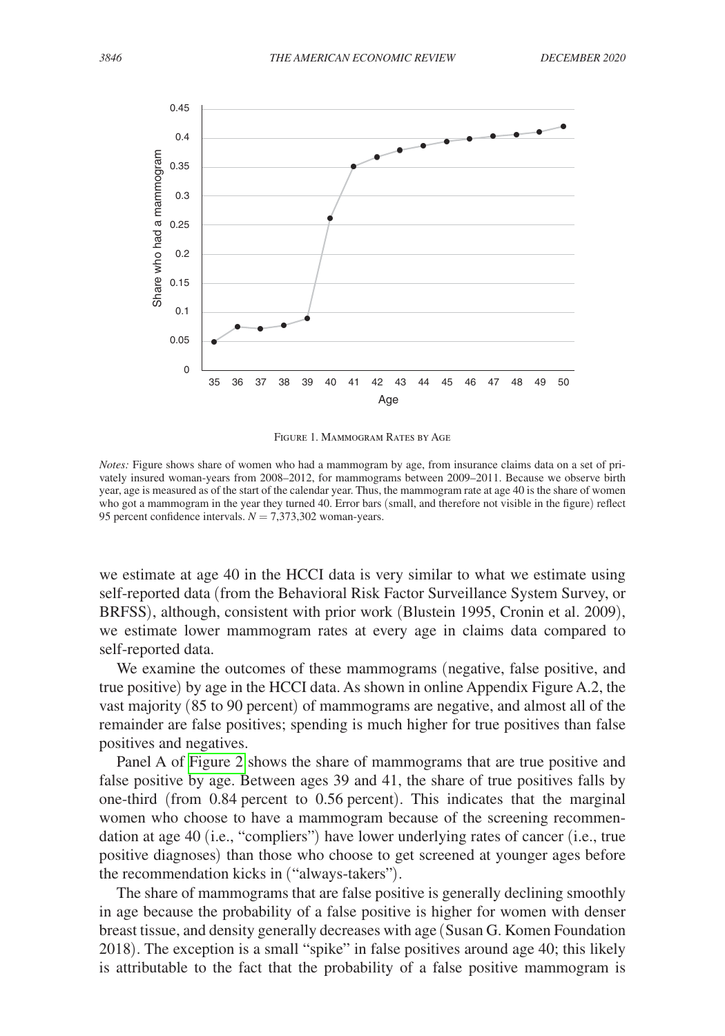FIGURE 1. MAMMOGRAM RATES BY AGE

*Notes:* Figure shows share of women who had a mammogram by age, from insurance claims data on a set of privately insured woman-years from 2008–2012, for mammograms between 2009–2011. Because we observe birth year, age is measured as of the start of the calendar year. Thus, the mammogram rate at age 40 is the share of women who got a mammogram in the year they turned 40. Error bars (small, and therefore not visible in the figure) reflect 95 percent confidence intervals. $N = 7{,}373{,}302$ woman-years.

we estimate at age 40 in the HCCI data is very similar to what we estimate using self-reported data (from the Behavioral Risk Factor Surveillance System Survey, or BRFSS), although, consistent with prior work (Blustein 1995, Cronin et al. 2009), we estimate lower mammogram rates at every age in claims data compared to self-reported data.

We examine the outcomes of these mammograms (negative, false positive, and true positive) by age in the HCCI data. As shown in online Appendix Figure A.2, the vast majority (85 to 90 percent) of mammograms are negative, and almost all of the remainder are false positives; spending is much higher for true positives than false positives and negatives.

Panel A of Figure 2 shows the share of mammograms that are true positive and false positive by age. Between ages 39 and 41, the share of true positives falls by one-third (from 0.84 percent to 0.56 percent). This indicates that the marginal women who choose to have a mammogram because of the screening recommendation at age 40 (i.e., "compliers") have lower underlying rates of cancer (i.e., true positive diagnoses) than those who choose to get screened at younger ages before the recommendation kicks in ("always-takers").

The share of mammograms that are false positive is generally declining smoothly in age because the probability of a false positive is higher for women with denser breast tissue, and density generally decreases with age (Susan G. Komen Foundation 2018). The exception is a small "spike" in false positives around age 40; this likely is attributable to the fact that the probability of a false positive mammogram is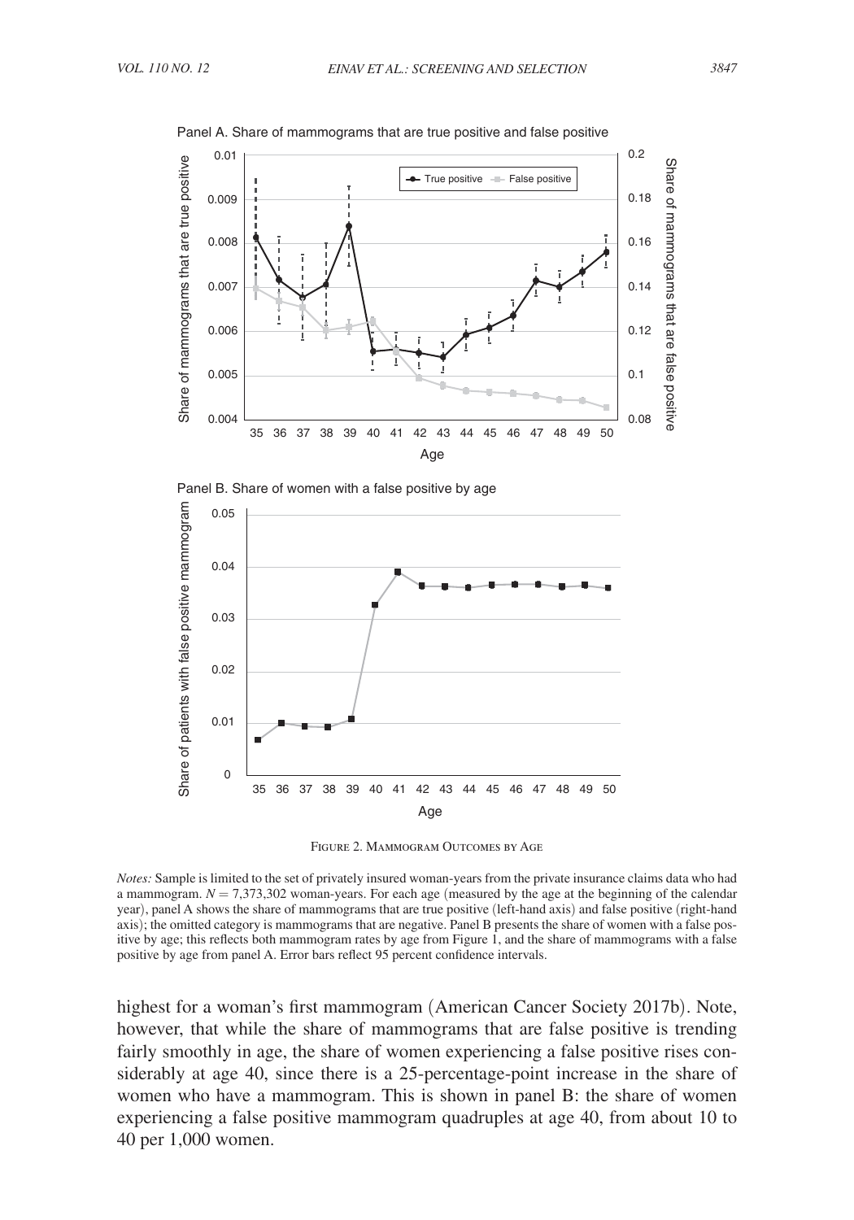Figure 2. Mammogram Outcomes by Age

*Notes:* Sample is limited to the set of privately insured woman-years from the private insurance claims data who had a mammogram. $N = 7{,}373{,}302$ woman-years. For each age (measured by the age at the beginning of the calendar year), panel A shows the share of mammograms that are true positive (left-hand axis) and false positive (right-hand axis); the omitted category is mammograms that are negative. Panel B presents the share of women with a false positive by age; this reflects both mammogram rates by age from Figure 1, and the share of mammograms with a false positive by age from panel A. Error bars reflect 95 percent confidence intervals.

highest for a woman's first mammogram (American Cancer Society 2017b). Note, however, that while the share of mammograms that are false positive is trending fairly smoothly in age, the share of women experiencing a false positive rises considerably at age 40, since there is a 25-percentage-point increase in the share of women who have a mammogram. This is shown in panel B: the share of women experiencing a false positive mammogram quadruples at age 40, from about 10 to 40 per 1,000 women.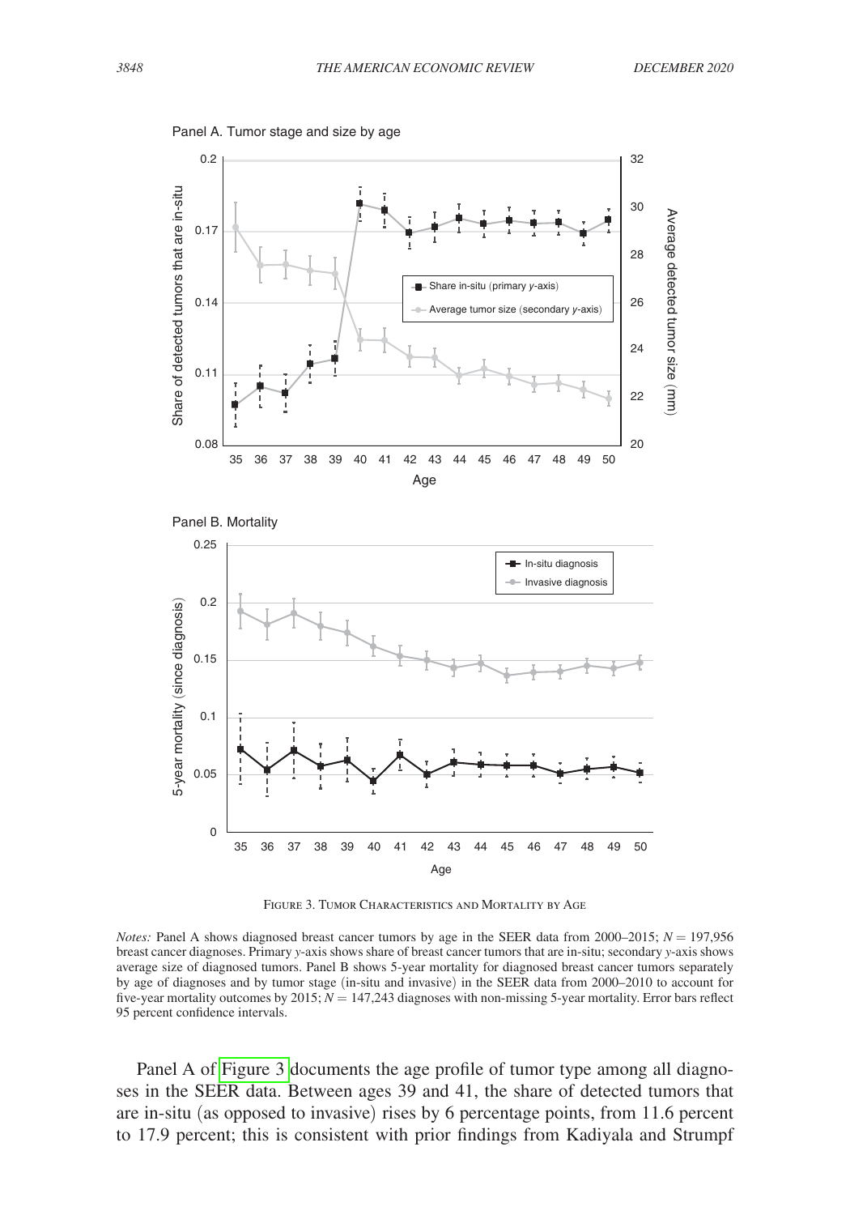Figure 3. Tumor Characteristics and Mortality by Age

*Notes:* Panel A shows diagnosed breast cancer tumors by age in the SEER data from 2000–2015; $N = 197{,}956$ breast cancer diagnoses. Primary *y*-axis shows share of breast cancer tumors that are in-situ; secondary *y*-axis shows average size of diagnosed tumors. Panel B shows 5-year mortality for diagnosed breast cancer tumors separately by age of diagnoses and by tumor stage (in-situ and invasive) in the SEER data from 2000–2010 to account for five-year mortality outcomes by 2015; $N = 147{,}243$ diagnoses with non-missing 5-year mortality. Error bars reflect 95 percent confidence intervals.

Panel A of Figure 3 documents the age profile of tumor type among all diagnoses in the SEER data. Between ages 39 and 41, the share of detected tumors that are in-situ (as opposed to invasive) rises by 6 percentage points, from 11.6 percent to 17.9 percent; this is consistent with prior findings from Kadiyala and Strumpf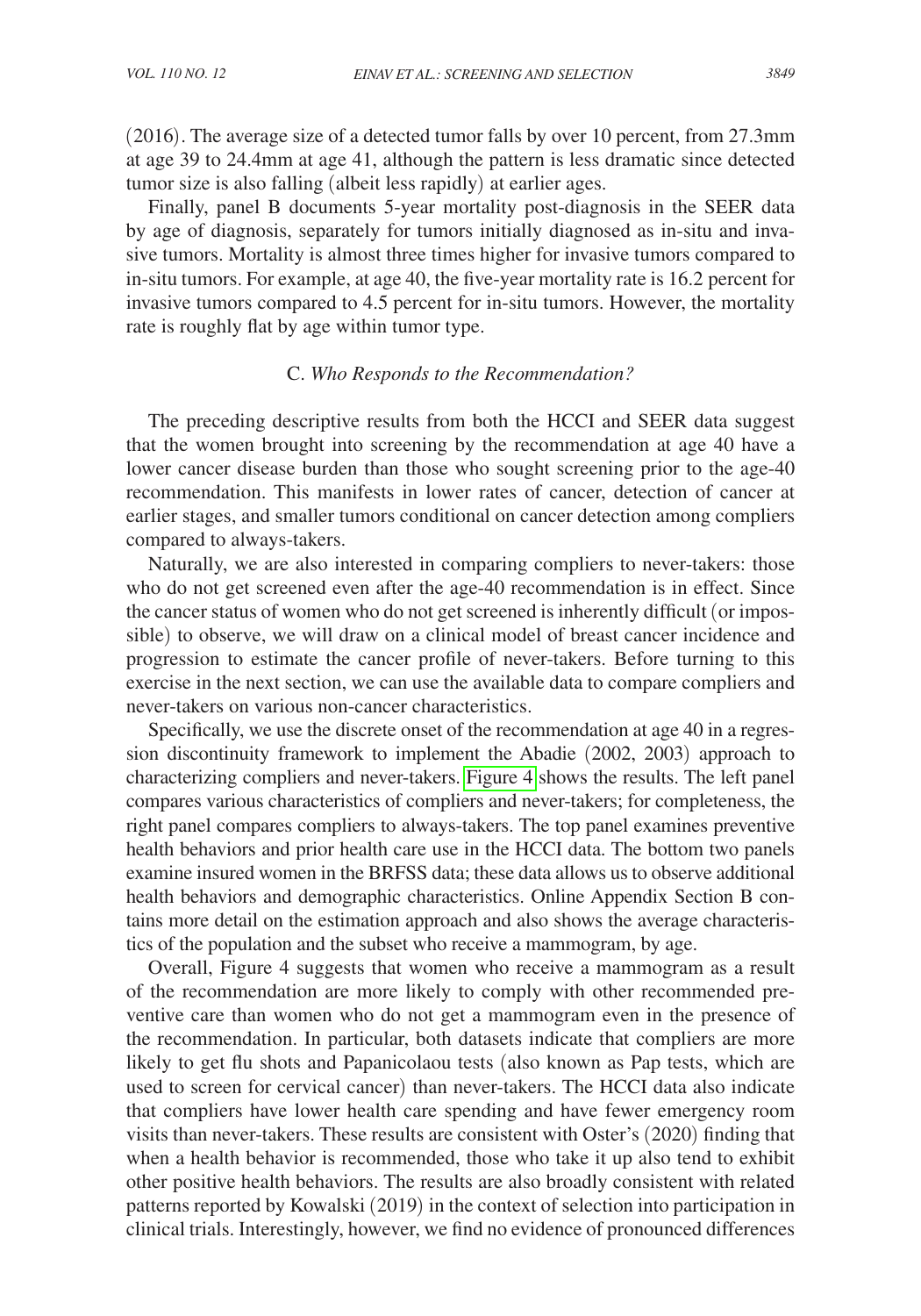(2016). The average size of a detected tumor falls by over 10 percent, from 27.3mm at age 39 to 24.4mm at age 41, although the pattern is less dramatic since detected tumor size is also falling (albeit less rapidly) at earlier ages.

Finally, panel B documents 5-year mortality post-diagnosis in the SEER data by age of diagnosis, separately for tumors initially diagnosed as in-situ and invasive tumors. Mortality is almost three times higher for invasive tumors compared to in-situ tumors. For example, at age 40, the five-year mortality rate is 16.2 percent for invasive tumors compared to 4.5 percent for in-situ tumors. However, the mortality rate is roughly flat by age within tumor type.

### C. *Who Responds to the Recommendation?*

The preceding descriptive results from both the HCCI and SEER data suggest that the women brought into screening by the recommendation at age 40 have a lower cancer disease burden than those who sought screening prior to the age-40 recommendation. This manifests in lower rates of cancer, detection of cancer at earlier stages, and smaller tumors conditional on cancer detection among compliers compared to always-takers.

Naturally, we are also interested in comparing compliers to never-takers: those who do not get screened even after the age-40 recommendation is in effect. Since the cancer status of women who do not get screened is inherently difficult (or impossible) to observe, we will draw on a clinical model of breast cancer incidence and progression to estimate the cancer profile of never-takers. Before turning to this exercise in the next section, we can use the available data to compare compliers and never-takers on various non-cancer characteristics.

Specifically, we use the discrete onset of the recommendation at age 40 in a regression discontinuity framework to implement the Abadie (2002, 2003) approach to characterizing compliers and never-takers. Figure 4 shows the results. The left panel compares various characteristics of compliers and never-takers; for completeness, the right panel compares compliers to always-takers. The top panel examines preventive health behaviors and prior health care use in the HCCI data. The bottom two panels examine insured women in the BRFSS data; these data allows us to observe additional health behaviors and demographic characteristics. Online Appendix Section B contains more detail on the estimation approach and also shows the average characteristics of the population and the subset who receive a mammogram, by age.

Overall, Figure 4 suggests that women who receive a mammogram as a result of the recommendation are more likely to comply with other recommended preventive care than women who do not get a mammogram even in the presence of the recommendation. In particular, both datasets indicate that compliers are more likely to get flu shots and Papanicolaou tests (also known as Pap tests, which are used to screen for cervical cancer) than never-takers. The HCCI data also indicate that compliers have lower health care spending and have fewer emergency room visits than never-takers. These results are consistent with Oster's (2020) finding that when a health behavior is recommended, those who take it up also tend to exhibit other positive health behaviors. The results are also broadly consistent with related patterns reported by Kowalski (2019) in the context of selection into participation in clinical trials. Interestingly, however, we find no evidence of pronounced differences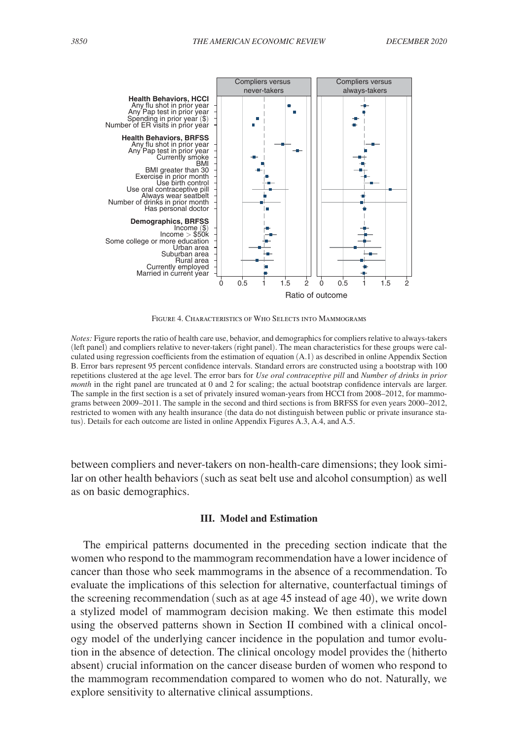Figure 4. Characteristics of Who Selects into Mammograms

*Notes:* Figure reports the ratio of health care use, behavior, and demographics for compliers relative to always-takers (left panel) and compliers relative to never-takers (right panel). The mean characteristics for these groups were calculated using regression coefficients from the estimation of equation (A.1) as described in online Appendix Section B. Error bars represent 95 percent confidence intervals. Standard errors are constructed using a bootstrap with 100 repetitions clustered at the age level. The error bars for *Use oral contraceptive pill* and *Number of drinks in prior month* in the right panel are truncated at 0 and 2 for scaling; the actual bootstrap confidence intervals are larger. The sample in the first section is a set of privately insured woman-years from HCCI from 2008–2012, for mammograms between 2009–2011. The sample in the second and third sections is from BRFSS for even years 2000–2012, restricted to women with any health insurance (the data do not distinguish between public or private insurance status). Details for each outcome are listed in online Appendix Figures A.3, A.4, and A.5.

between compliers and never-takers on non-health-care dimensions; they look similar on other health behaviors (such as seat belt use and alcohol consumption) as well as on basic demographics.

## III. Model and Estimation

The empirical patterns documented in the preceding section indicate that the women who respond to the mammogram recommendation have a lower incidence of cancer than those who seek mammograms in the absence of a recommendation. To evaluate the implications of this selection for alternative, counterfactual timings of the screening recommendation (such as at age 45 instead of age 40), we write down a stylized model of mammogram decision making. We then estimate this model using the observed patterns shown in Section II combined with a clinical oncology model of the underlying cancer incidence in the population and tumor evolution in the absence of detection. The clinical oncology model provides the (hitherto absent) crucial information on the cancer disease burden of women who respond to the mammogram recommendation compared to women who do not. Naturally, we explore sensitivity to alternative clinical assumptions.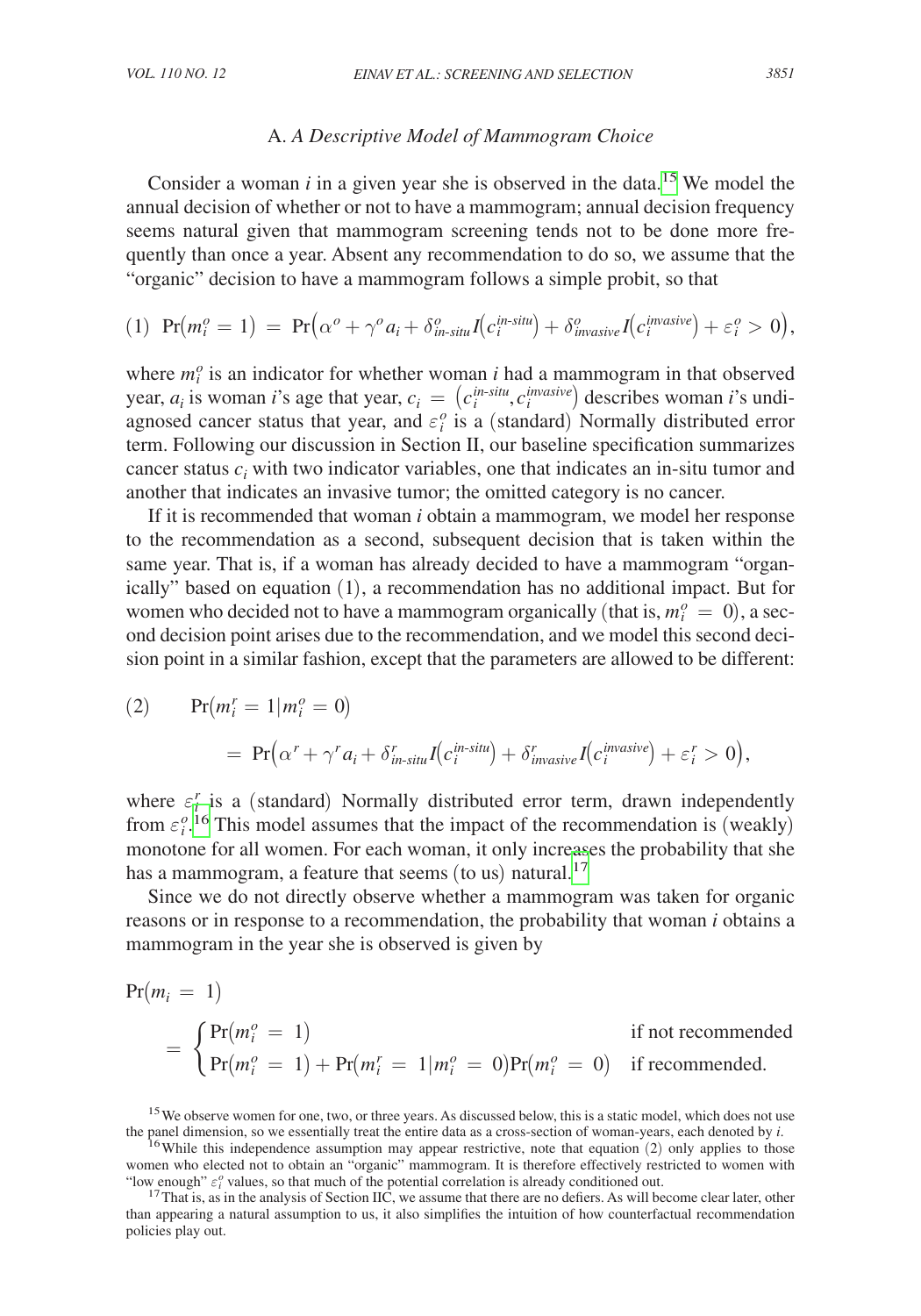### A. *A Descriptive Model of Mammogram Choice*

Consider a woman $i$ in a given year she is observed in the data.[15] We model the annual decision of whether or not to have a mammogram; annual decision frequency seems natural given that mammogram screening tends not to be done more frequently than once a year. Absent any recommendation to do so, we assume that the "organic" decision to have a mammogram follows a simple probit, so that

$$\text{(1)}\quad \Pr\left(m_i^o = 1\right) = \Pr\left(\alpha^o + \gamma^o a_i + \delta_{\textit{in-situ}}^o I\left(c_i^{\textit{in-situ}}\right) + \delta_{\textit{invasive}}^o I\left(c_i^{\textit{invasive}}\right) + \varepsilon_i^o > 0\right),$$

where $m_i^o$ is an indicator for whether woman $i$ had a mammogram in that observed year, $a_i$ is woman $i$'s age that year, $c_i = \left(c_i^{\textit{in-situ}}, c_i^{\textit{invasive}}\right)$ describes woman $i$'s undiagnosed cancer status that year, and $\varepsilon_i^o$ is a (standard) Normally distributed error term. Following our discussion in Section II, our baseline specification summarizes cancer status $c_i$ with two indicator variables, one that indicates an in-situ tumor and another that indicates an invasive tumor; the omitted category is no cancer.

If it is recommended that woman $i$ obtain a mammogram, we model her response to the recommendation as a second, subsequent decision that is taken within the same year. That is, if a woman has already decided to have a mammogram "organically" based on equation (1), a recommendation has no additional impact. But for women who decided not to have a mammogram organically (that is, $m_i^o = 0$), a second decision point arises due to the recommendation, and we model this second decision point in a similar fashion, except that the parameters are allowed to be different:

$$\text{(2)}\qquad \Pr\left(m_i^r = 1 \mid m_i^o = 0\right)$$
$$= \Pr\left(\alpha^r + \gamma^r a_i + \delta_{\textit{in-situ}}^r I\left(c_i^{\textit{in-situ}}\right) + \delta_{\textit{invasive}}^r I\left(c_i^{\textit{invasive}}\right) + \varepsilon_i^r > 0\right),$$

where $\varepsilon_i^r$ is a (standard) Normally distributed error term, drawn independently from $\varepsilon_i^o$.[16] This model assumes that the impact of the recommendation is (weakly) monotone for all women. For each woman, it only increases the probability that she has a mammogram, a feature that seems (to us) natural.[17]

Since we do not directly observe whether a mammogram was taken for organic reasons or in response to a recommendation, the probability that woman $i$ obtains a mammogram in the year she is observed is given by

$$\Pr\left(m_i = 1\right) = \begin{cases} \Pr\left(m_i^o = 1\right) & \text{if not recommended} \\ \Pr\left(m_i^o = 1\right) + \Pr\left(m_i^r = 1 \mid m_i^o = 0\right)\Pr\left(m_i^o = 0\right) & \text{if recommended.} \end{cases}$$

[15] We observe women for one, two, or three years. As discussed below, this is a static model, which does not use the panel dimension, so we essentially treat the entire data as a cross-section of woman-years, each denoted by $i$.

[16] While this independence assumption may appear restrictive, note that equation (2) only applies to those women who elected not to obtain an "organic" mammogram. It is therefore effectively restricted to women with "low enough" $\varepsilon_i^o$ values, so that much of the potential correlation is already conditioned out.

[17] That is, as in the analysis of Section IIC, we assume that there are no defiers. As will become clear later, other than appearing a natural assumption to us, it also simplifies the intuition of how counterfactual recommendation policies play out.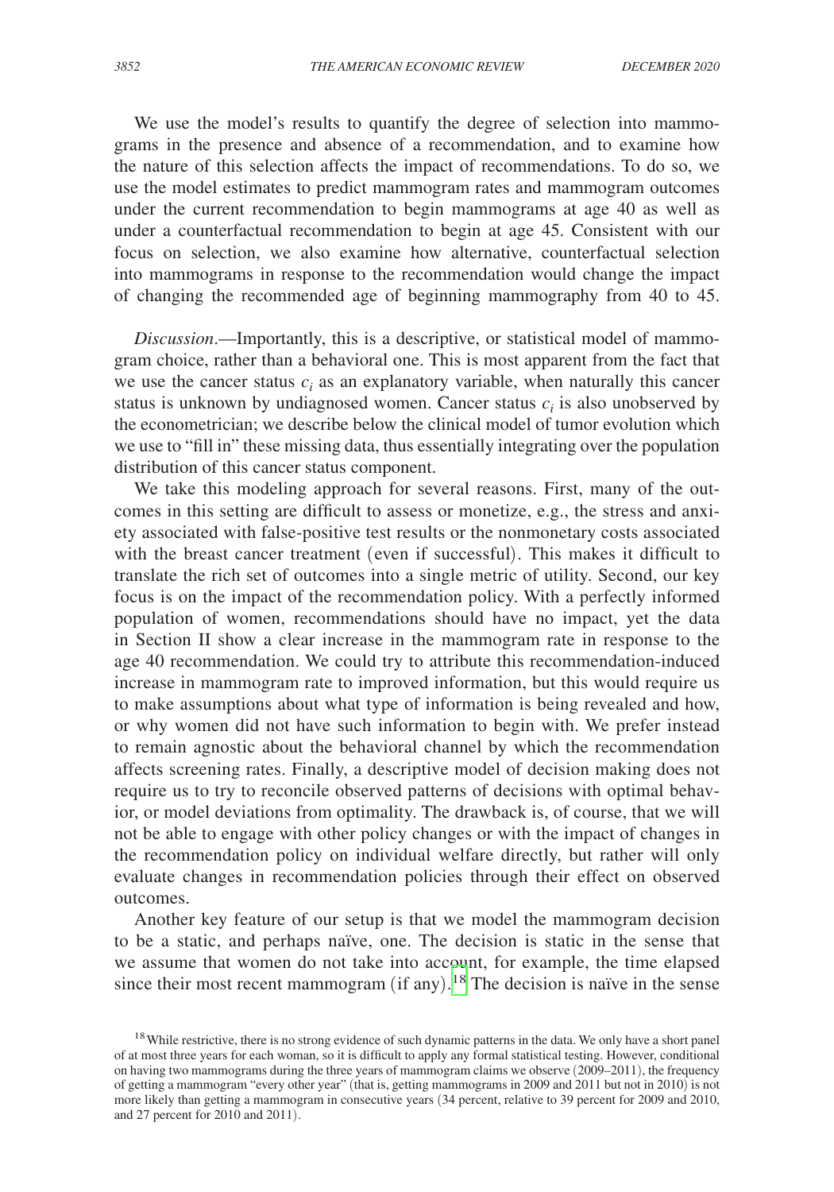We use the model's results to quantify the degree of selection into mammograms in the presence and absence of a recommendation, and to examine how the nature of this selection affects the impact of recommendations. To do so, we use the model estimates to predict mammogram rates and mammogram outcomes under the current recommendation to begin mammograms at age 40 as well as under a counterfactual recommendation to begin at age 45. Consistent with our focus on selection, we also examine how alternative, counterfactual selection into mammograms in response to the recommendation would change the impact of changing the recommended age of beginning mammography from 40 to 45.

*Discussion*.—Importantly, this is a descriptive, or statistical model of mammogram choice, rather than a behavioral one. This is most apparent from the fact that we use the cancer status $c_i$ as an explanatory variable, when naturally this cancer status is unknown by undiagnosed women. Cancer status $c_i$ is also unobserved by the econometrician; we describe below the clinical model of tumor evolution which we use to "fill in" these missing data, thus essentially integrating over the population distribution of this cancer status component.

We take this modeling approach for several reasons. First, many of the outcomes in this setting are difficult to assess or monetize, e.g., the stress and anxiety associated with false-positive test results or the nonmonetary costs associated with the breast cancer treatment (even if successful). This makes it difficult to translate the rich set of outcomes into a single metric of utility. Second, our key focus is on the impact of the recommendation policy. With a perfectly informed population of women, recommendations should have no impact, yet the data in Section II show a clear increase in the mammogram rate in response to the age 40 recommendation. We could try to attribute this recommendation-induced increase in mammogram rate to improved information, but this would require us to make assumptions about what type of information is being revealed and how, or why women did not have such information to begin with. We prefer instead to remain agnostic about the behavioral channel by which the recommendation affects screening rates. Finally, a descriptive model of decision making does not require us to try to reconcile observed patterns of decisions with optimal behavior, or model deviations from optimality. The drawback is, of course, that we will not be able to engage with other policy changes or with the impact of changes in the recommendation policy on individual welfare directly, but rather will only evaluate changes in recommendation policies through their effect on observed outcomes.

Another key feature of our setup is that we model the mammogram decision to be a static, and perhaps naïve, one. The decision is static in the sense that we assume that women do not take into account, for example, the time elapsed since their most recent mammogram (if any).[18] The decision is naïve in the sense

[18] While restrictive, there is no strong evidence of such dynamic patterns in the data. We only have a short panel of at most three years for each woman, so it is difficult to apply any formal statistical testing. However, conditional on having two mammograms during the three years of mammogram claims we observe (2009–2011), the frequency of getting a mammogram "every other year" (that is, getting mammograms in 2009 and 2011 but not in 2010) is not more likely than getting a mammogram in consecutive years (34 percent, relative to 39 percent for 2009 and 2010, and 27 percent for 2010 and 2011).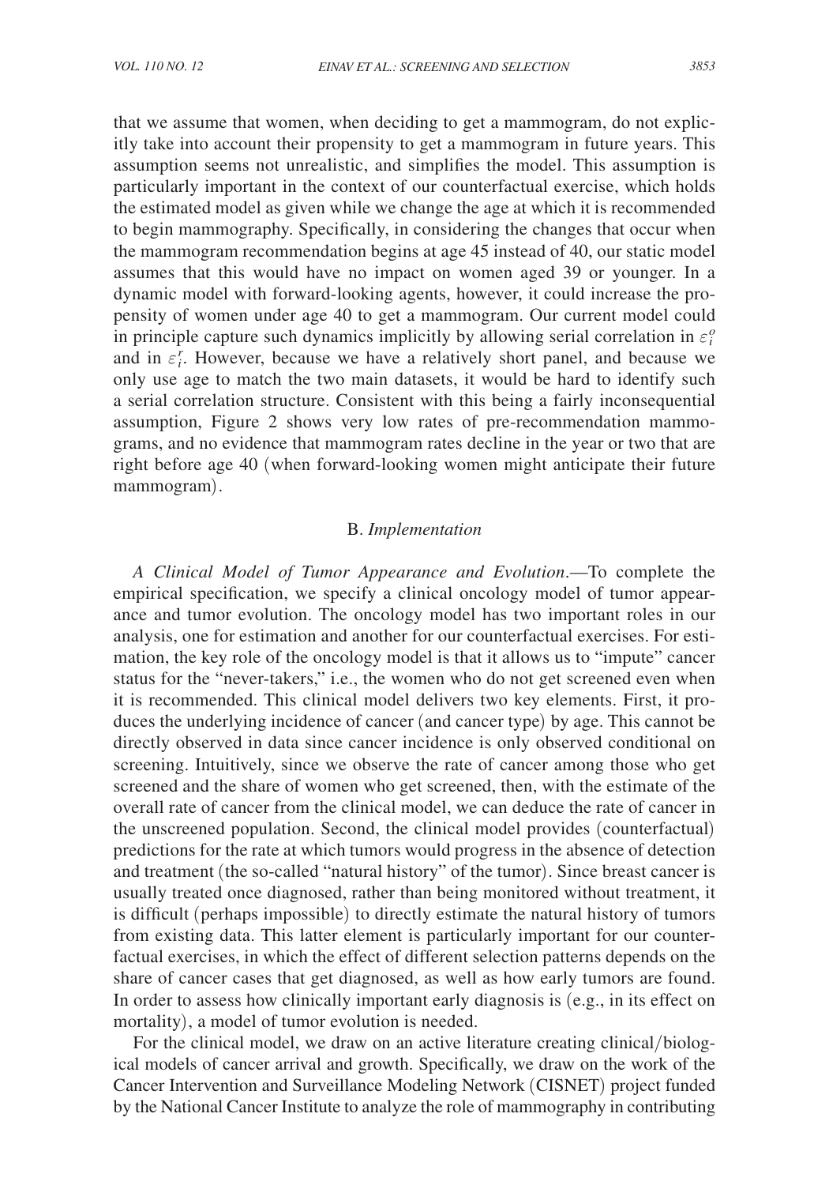that we assume that women, when deciding to get a mammogram, do not explicitly take into account their propensity to get a mammogram in future years. This assumption seems not unrealistic, and simplifies the model. This assumption is particularly important in the context of our counterfactual exercise, which holds the estimated model as given while we change the age at which it is recommended to begin mammography. Specifically, in considering the changes that occur when the mammogram recommendation begins at age 45 instead of 40, our static model assumes that this would have no impact on women aged 39 or younger. In a dynamic model with forward-looking agents, however, it could increase the propensity of women under age 40 to get a mammogram. Our current model could in principle capture such dynamics implicitly by allowing serial correlation in $\varepsilon_i^o$ and in $\varepsilon_i^r$. However, because we have a relatively short panel, and because we only use age to match the two main datasets, it would be hard to identify such a serial correlation structure. Consistent with this being a fairly inconsequential assumption, Figure 2 shows very low rates of pre-recommendation mammograms, and no evidence that mammogram rates decline in the year or two that are right before age 40 (when forward-looking women might anticipate their future mammogram).

### B. *Implementation*

*A Clinical Model of Tumor Appearance and Evolution*.—To complete the empirical specification, we specify a clinical oncology model of tumor appearance and tumor evolution. The oncology model has two important roles in our analysis, one for estimation and another for our counterfactual exercises. For estimation, the key role of the oncology model is that it allows us to "impute" cancer status for the "never-takers," i.e., the women who do not get screened even when it is recommended. This clinical model delivers two key elements. First, it produces the underlying incidence of cancer (and cancer type) by age. This cannot be directly observed in data since cancer incidence is only observed conditional on screening. Intuitively, since we observe the rate of cancer among those who get screened and the share of women who get screened, then, with the estimate of the overall rate of cancer from the clinical model, we can deduce the rate of cancer in the unscreened population. Second, the clinical model provides (counterfactual) predictions for the rate at which tumors would progress in the absence of detection and treatment (the so-called "natural history" of the tumor). Since breast cancer is usually treated once diagnosed, rather than being monitored without treatment, it is difficult (perhaps impossible) to directly estimate the natural history of tumors from existing data. This latter element is particularly important for our counterfactual exercises, in which the effect of different selection patterns depends on the share of cancer cases that get diagnosed, as well as how early tumors are found. In order to assess how clinically important early diagnosis is (e.g., in its effect on mortality), a model of tumor evolution is needed.

For the clinical model, we draw on an active literature creating clinical/biological models of cancer arrival and growth. Specifically, we draw on the work of the Cancer Intervention and Surveillance Modeling Network (CISNET) project funded by the National Cancer Institute to analyze the role of mammography in contributing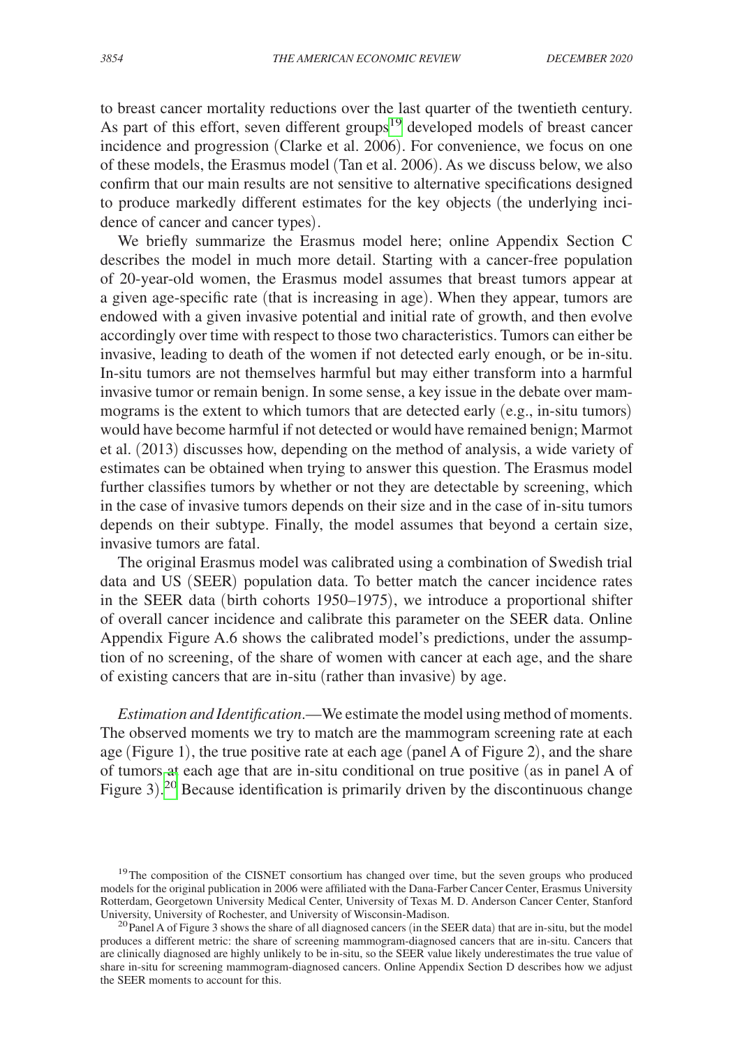to breast cancer mortality reductions over the last quarter of the twentieth century. As part of this effort, seven different groups[19] developed models of breast cancer incidence and progression (Clarke et al. 2006). For convenience, we focus on one of these models, the Erasmus model (Tan et al. 2006). As we discuss below, we also confirm that our main results are not sensitive to alternative specifications designed to produce markedly different estimates for the key objects (the underlying incidence of cancer and cancer types).

We briefly summarize the Erasmus model here; online Appendix Section C describes the model in much more detail. Starting with a cancer-free population of 20-year-old women, the Erasmus model assumes that breast tumors appear at a given age-specific rate (that is increasing in age). When they appear, tumors are endowed with a given invasive potential and initial rate of growth, and then evolve accordingly over time with respect to those two characteristics. Tumors can either be invasive, leading to death of the women if not detected early enough, or be in-situ. In-situ tumors are not themselves harmful but may either transform into a harmful invasive tumor or remain benign. In some sense, a key issue in the debate over mammograms is the extent to which tumors that are detected early (e.g., in-situ tumors) would have become harmful if not detected or would have remained benign; Marmot et al. (2013) discusses how, depending on the method of analysis, a wide variety of estimates can be obtained when trying to answer this question. The Erasmus model further classifies tumors by whether or not they are detectable by screening, which in the case of invasive tumors depends on their size and in the case of in-situ tumors depends on their subtype. Finally, the model assumes that beyond a certain size, invasive tumors are fatal.

The original Erasmus model was calibrated using a combination of Swedish trial data and US (SEER) population data. To better match the cancer incidence rates in the SEER data (birth cohorts 1950–1975), we introduce a proportional shifter of overall cancer incidence and calibrate this parameter on the SEER data. Online Appendix Figure A.6 shows the calibrated model's predictions, under the assumption of no screening, of the share of women with cancer at each age, and the share of existing cancers that are in-situ (rather than invasive) by age.

*Estimation and Identification*.—We estimate the model using method of moments. The observed moments we try to match are the mammogram screening rate at each age (Figure 1), the true positive rate at each age (panel A of Figure 2), and the share of tumors at each age that are in-situ conditional on true positive (as in panel A of Figure 3).[20] Because identification is primarily driven by the discontinuous change

[19] The composition of the CISNET consortium has changed over time, but the seven groups who produced models for the original publication in 2006 were affiliated with the Dana-Farber Cancer Center, Erasmus University Rotterdam, Georgetown University Medical Center, University of Texas M. D. Anderson Cancer Center, Stanford University, University of Rochester, and University of Wisconsin-Madison.

[20] Panel A of Figure 3 shows the share of all diagnosed cancers (in the SEER data) that are in-situ, but the model produces a different metric: the share of screening mammogram-diagnosed cancers that are in-situ. Cancers that are clinically diagnosed are highly unlikely to be in-situ, so the SEER value likely underestimates the true value of share in-situ for screening mammogram-diagnosed cancers. Online Appendix Section D describes how we adjust the SEER moments to account for this.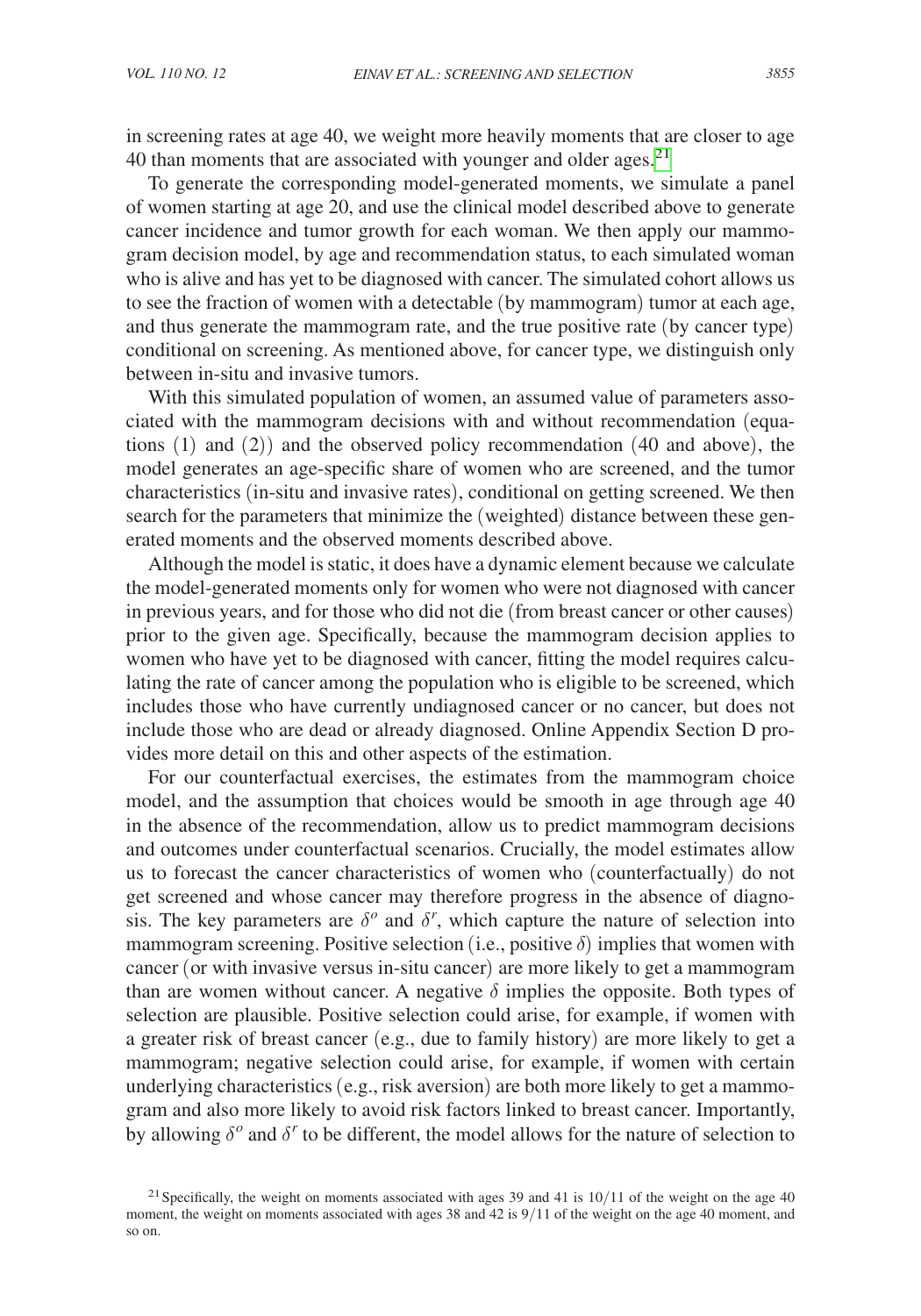in screening rates at age 40, we weight more heavily moments that are closer to age 40 than moments that are associated with younger and older ages.[21]

To generate the corresponding model-generated moments, we simulate a panel of women starting at age 20, and use the clinical model described above to generate cancer incidence and tumor growth for each woman. We then apply our mammogram decision model, by age and recommendation status, to each simulated woman who is alive and has yet to be diagnosed with cancer. The simulated cohort allows us to see the fraction of women with a detectable (by mammogram) tumor at each age, and thus generate the mammogram rate, and the true positive rate (by cancer type) conditional on screening. As mentioned above, for cancer type, we distinguish only between in-situ and invasive tumors.

With this simulated population of women, an assumed value of parameters associated with the mammogram decisions with and without recommendation (equations (1) and (2)) and the observed policy recommendation (40 and above), the model generates an age-specific share of women who are screened, and the tumor characteristics (in-situ and invasive rates), conditional on getting screened. We then search for the parameters that minimize the (weighted) distance between these generated moments and the observed moments described above.

Although the model is static, it does have a dynamic element because we calculate the model-generated moments only for women who were not diagnosed with cancer in previous years, and for those who did not die (from breast cancer or other causes) prior to the given age. Specifically, because the mammogram decision applies to women who have yet to be diagnosed with cancer, fitting the model requires calculating the rate of cancer among the population who is eligible to be screened, which includes those who have currently undiagnosed cancer or no cancer, but does not include those who are dead or already diagnosed. Online Appendix Section D provides more detail on this and other aspects of the estimation.

For our counterfactual exercises, the estimates from the mammogram choice model, and the assumption that choices would be smooth in age through age 40 in the absence of the recommendation, allow us to predict mammogram decisions and outcomes under counterfactual scenarios. Crucially, the model estimates allow us to forecast the cancer characteristics of women who (counterfactually) do not get screened and whose cancer may therefore progress in the absence of diagnosis. The key parameters are $\delta^o$ and $\delta^r$, which capture the nature of selection into mammogram screening. Positive selection (i.e., positive $\delta$) implies that women with cancer (or with invasive versus in-situ cancer) are more likely to get a mammogram than are women without cancer. A negative $\delta$ implies the opposite. Both types of selection are plausible. Positive selection could arise, for example, if women with a greater risk of breast cancer (e.g., due to family history) are more likely to get a mammogram; negative selection could arise, for example, if women with certain underlying characteristics (e.g., risk aversion) are both more likely to get a mammogram and also more likely to avoid risk factors linked to breast cancer. Importantly, by allowing $\delta^o$ and $\delta^r$ to be different, the model allows for the nature of selection to

[21] Specifically, the weight on moments associated with ages 39 and 41 is $10/11$ of the weight on the age 40 moment, the weight on moments associated with ages 38 and 42 is $9/11$ of the weight on the age 40 moment, and so on.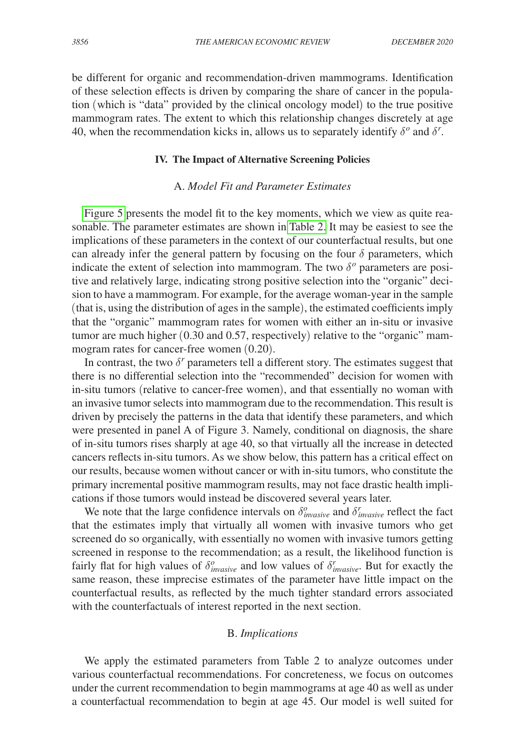be different for organic and recommendation-driven mammograms. Identification of these selection effects is driven by comparing the share of cancer in the population (which is "data" provided by the clinical oncology model) to the true positive mammogram rates. The extent to which this relationship changes discretely at age 40, when the recommendation kicks in, allows us to separately identify $\delta^o$ and $\delta^r$.

## IV. The Impact of Alternative Screening Policies

### A. *Model Fit and Parameter Estimates*

Figure 5 presents the model fit to the key moments, which we view as quite reasonable. The parameter estimates are shown in Table 2. It may be easiest to see the implications of these parameters in the context of our counterfactual results, but one can already infer the general pattern by focusing on the four $\delta$ parameters, which indicate the extent of selection into mammogram. The two $\delta^o$ parameters are positive and relatively large, indicating strong positive selection into the "organic" decision to have a mammogram. For example, for the average woman-year in the sample (that is, using the distribution of ages in the sample), the estimated coefficients imply that the "organic" mammogram rates for women with either an in-situ or invasive tumor are much higher (0.30 and 0.57, respectively) relative to the "organic" mammogram rates for cancer-free women (0.20).

In contrast, the two $\delta^r$ parameters tell a different story. The estimates suggest that there is no differential selection into the "recommended" decision for women with in-situ tumors (relative to cancer-free women), and that essentially no woman with an invasive tumor selects into mammogram due to the recommendation. This result is driven by precisely the patterns in the data that identify these parameters, and which were presented in panel A of Figure 3. Namely, conditional on diagnosis, the share of in-situ tumors rises sharply at age 40, so that virtually all the increase in detected cancers reflects in-situ tumors. As we show below, this pattern has a critical effect on our results, because women without cancer or with in-situ tumors, who constitute the primary incremental positive mammogram results, may not face drastic health implications if those tumors would instead be discovered several years later.

We note that the large confidence intervals on $\delta^o_{invasive}$ and $\delta^r_{invasive}$ reflect the fact that the estimates imply that virtually all women with invasive tumors who get screened do so organically, with essentially no women with invasive tumors getting screened in response to the recommendation; as a result, the likelihood function is fairly flat for high values of $\delta^o_{invasive}$ and low values of $\delta^r_{invasive}$. But for exactly the same reason, these imprecise estimates of the parameter have little impact on the counterfactual results, as reflected by the much tighter standard errors associated with the counterfactuals of interest reported in the next section.

### B. *Implications*

We apply the estimated parameters from Table 2 to analyze outcomes under various counterfactual recommendations. For concreteness, we focus on outcomes under the current recommendation to begin mammograms at age 40 as well as under a counterfactual recommendation to begin at age 45. Our model is well suited for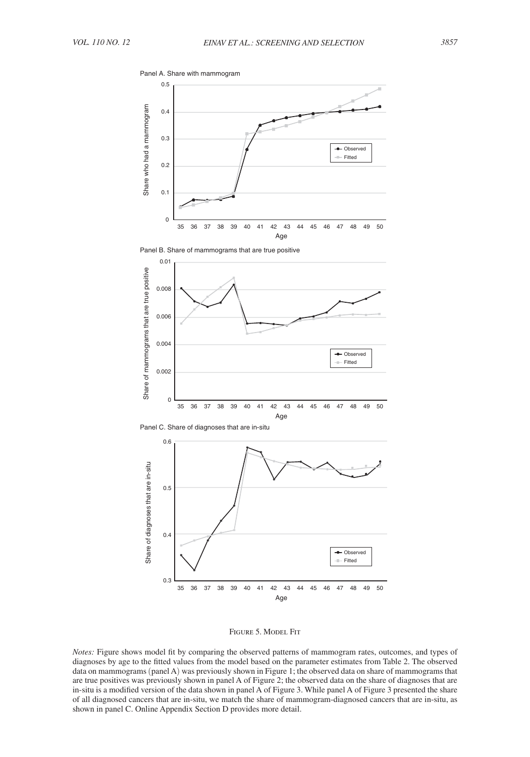Panel A. Share with mammogram

Panel B. Share of mammograms that are true positive

Panel C. Share of diagnoses that are in-situ

Figure 5. Model Fit

*Notes:* Figure shows model fit by comparing the observed patterns of mammogram rates, outcomes, and types of diagnoses by age to the fitted values from the model based on the parameter estimates from Table 2. The observed data on mammograms (panel A) was previously shown in Figure 1; the observed data on share of mammograms that are true positives was previously shown in panel A of Figure 2; the observed data on the share of diagnoses that are in-situ is a modified version of the data shown in panel A of Figure 3. While panel A of Figure 3 presented the share of all diagnosed cancers that are in-situ, we match the share of mammogram-diagnosed cancers that are in-situ, as shown in panel C. Online Appendix Section D provides more detail.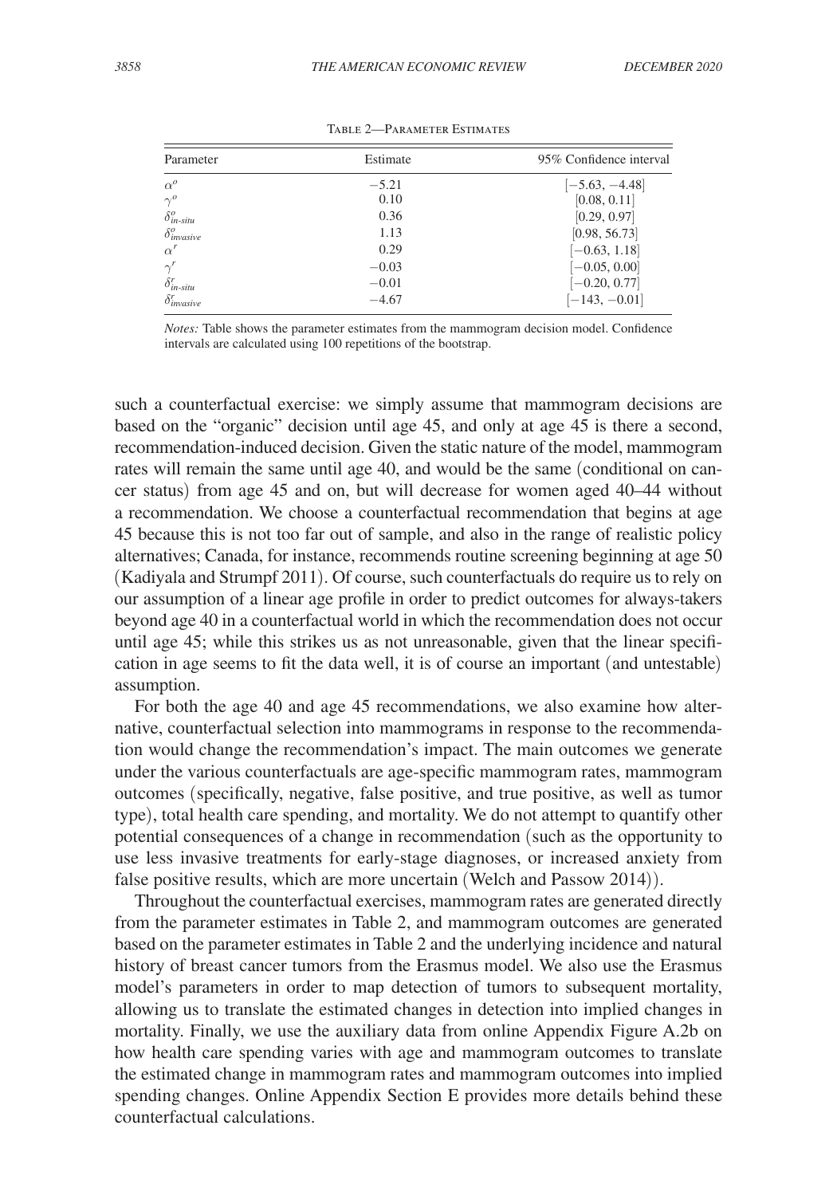Table 2—Parameter Estimates

| Parameter | Estimate | 95% Confidence interval |
|---|---|---|
| $\alpha^o$ | −5.21 | [−5.63, −4.48] |
| $\gamma^o$ | 0.10 | [0.08, 0.11] |
| $\delta^o_{in\text{-}situ}$ | 0.36 | [0.29, 0.97] |
| $\delta^o_{invasive}$ | 1.13 | [0.98, 56.73] |
| $\alpha^r$ | 0.29 | [−0.63, 1.18] |
| $\gamma^r$ | −0.03 | [−0.05, 0.00] |
| $\delta^r_{in\text{-}situ}$ | −0.01 | [−0.20, 0.77] |
| $\delta^r_{invasive}$ | −4.67 | [−143, −0.01] |

*Notes:* Table shows the parameter estimates from the mammogram decision model. Confidence intervals are calculated using 100 repetitions of the bootstrap.

such a counterfactual exercise: we simply assume that mammogram decisions are based on the "organic" decision until age 45, and only at age 45 is there a second, recommendation-induced decision. Given the static nature of the model, mammogram rates will remain the same until age 40, and would be the same (conditional on cancer status) from age 45 and on, but will decrease for women aged 40–44 without a recommendation. We choose a counterfactual recommendation that begins at age 45 because this is not too far out of sample, and also in the range of realistic policy alternatives; Canada, for instance, recommends routine screening beginning at age 50 (Kadiyala and Strumpf 2011). Of course, such counterfactuals do require us to rely on our assumption of a linear age profile in order to predict outcomes for always-takers beyond age 40 in a counterfactual world in which the recommendation does not occur until age 45; while this strikes us as not unreasonable, given that the linear specification in age seems to fit the data well, it is of course an important (and untestable) assumption.

For both the age 40 and age 45 recommendations, we also examine how alternative, counterfactual selection into mammograms in response to the recommendation would change the recommendation's impact. The main outcomes we generate under the various counterfactuals are age-specific mammogram rates, mammogram outcomes (specifically, negative, false positive, and true positive, as well as tumor type), total health care spending, and mortality. We do not attempt to quantify other potential consequences of a change in recommendation (such as the opportunity to use less invasive treatments for early-stage diagnoses, or increased anxiety from false positive results, which are more uncertain (Welch and Passow 2014)).

Throughout the counterfactual exercises, mammogram rates are generated directly from the parameter estimates in Table 2, and mammogram outcomes are generated based on the parameter estimates in Table 2 and the underlying incidence and natural history of breast cancer tumors from the Erasmus model. We also use the Erasmus model's parameters in order to map detection of tumors to subsequent mortality, allowing us to translate the estimated changes in detection into implied changes in mortality. Finally, we use the auxiliary data from online Appendix Figure A.2b on how health care spending varies with age and mammogram outcomes to translate the estimated change in mammogram rates and mammogram outcomes into implied spending changes. Online Appendix Section E provides more details behind these counterfactual calculations.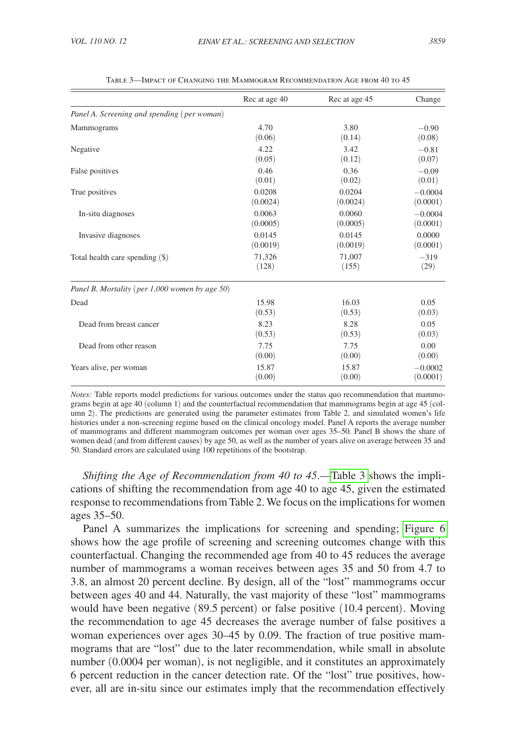Table 3—Impact of Changing the Mammogram Recommendation Age from 40 to 45

| | Rec at age 40 | Rec at age 45 | Change |
|---|---|---|---|
| *Panel A. Screening and spending (per woman)* | | | |
| Mammograms | 4.70 | 3.80 | −0.90 |
| | (0.06) | (0.14) | (0.08) |
| Negative | 4.22 | 3.42 | −0.81 |
| | (0.05) | (0.12) | (0.07) |
| False positives | 0.46 | 0.36 | −0.09 |
| | (0.01) | (0.02) | (0.01) |
| True positives | 0.0208 | 0.0204 | −0.0004 |
| | (0.0024) | (0.0024) | (0.0001) |
| In-situ diagnoses | 0.0063 | 0.0060 | −0.0004 |
| | (0.0005) | (0.0005) | (0.0001) |
| Invasive diagnoses | 0.0145 | 0.0145 | 0.0000 |
| | (0.0019) | (0.0019) | (0.0001) |
| Total health care spending ($) | 71,326 | 71,007 | −319 |
| | (128) | (155) | (29) |
| *Panel B. Mortality (per 1,000 women by age 50)* | | | |
| Dead | 15.98 | 16.03 | 0.05 |
| | (0.53) | (0.53) | (0.03) |
| Dead from breast cancer | 8.23 | 8.28 | 0.05 |
| | (0.53) | (0.53) | (0.03) |
| Dead from other reason | 7.75 | 7.75 | 0.00 |
| | (0.00) | (0.00) | (0.00) |
| Years alive, per woman | 15.87 | 15.87 | −0.0002 |
| | (0.00) | (0.00) | (0.0001) |

*Notes:* Table reports model predictions for various outcomes under the status quo recommendation that mammograms begin at age 40 (column 1) and the counterfactual recommendation that mammograms begin at age 45 (column 2). The predictions are generated using the parameter estimates from Table 2, and simulated women's life histories under a non-screening regime based on the clinical oncology model. Panel A reports the average number of mammograms and different mammogram outcomes per woman over ages 35–50. Panel B shows the share of women dead (and from different causes) by age 50, as well as the number of years alive on average between 35 and 50. Standard errors are calculated using 100 repetitions of the bootstrap.

*Shifting the Age of Recommendation from 40 to 45*.—Table 3 shows the implications of shifting the recommendation from age 40 to age 45, given the estimated response to recommendations from Table 2. We focus on the implications for women ages 35–50.

Panel A summarizes the implications for screening and spending; Figure 6 shows how the age profile of screening and screening outcomes change with this counterfactual. Changing the recommended age from 40 to 45 reduces the average number of mammograms a woman receives between ages 35 and 50 from 4.7 to 3.8, an almost 20 percent decline. By design, all of the "lost" mammograms occur between ages 40 and 44. Naturally, the vast majority of these "lost" mammograms would have been negative (89.5 percent) or false positive (10.4 percent). Moving the recommendation to age 45 decreases the average number of false positives a woman experiences over ages 30–45 by 0.09. The fraction of true positive mammograms that are "lost" due to the later recommendation, while small in absolute number (0.0004 per woman), is not negligible, and it constitutes an approximately 6 percent reduction in the cancer detection rate. Of the "lost" true positives, however, all are in-situ since our estimates imply that the recommendation effectively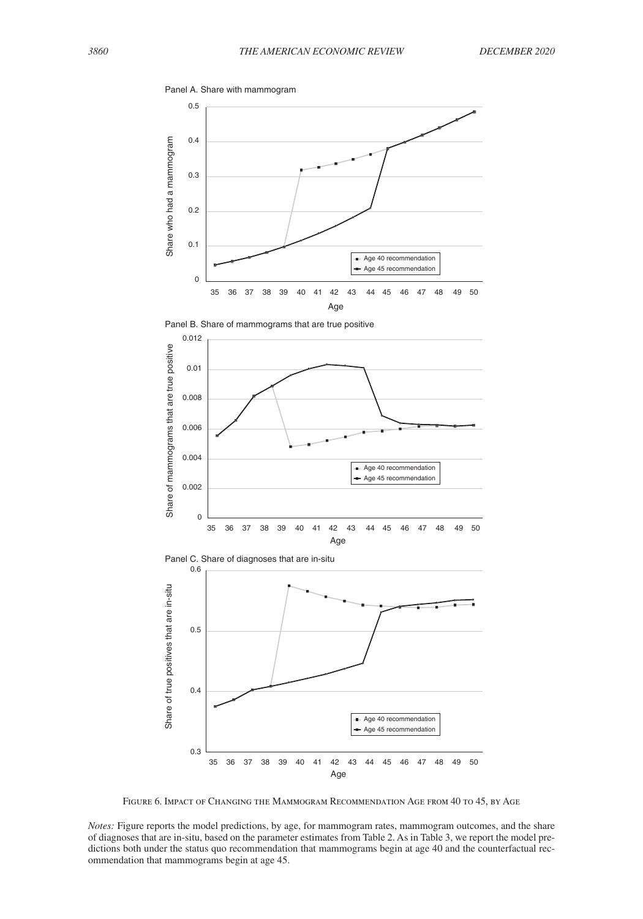Panel A. Share with mammogram

Panel B. Share of mammograms that are true positive

Panel C. Share of diagnoses that are in-situ

Figure 6. Impact of Changing the Mammogram Recommendation Age from 40 to 45, by Age

*Notes:* Figure reports the model predictions, by age, for mammogram rates, mammogram outcomes, and the share of diagnoses that are in-situ, based on the parameter estimates from Table 2. As in Table 3, we report the model predictions both under the status quo recommendation that mammograms begin at age 40 and the counterfactual recommendation that mammograms begin at age 45.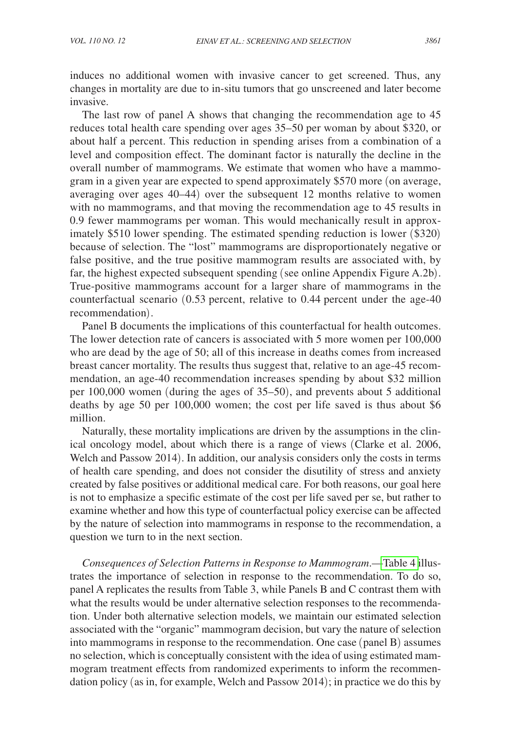induces no additional women with invasive cancer to get screened. Thus, any changes in mortality are due to in-situ tumors that go unscreened and later become invasive.

The last row of panel A shows that changing the recommendation age to 45 reduces total health care spending over ages 35–50 per woman by about \$320, or about half a percent. This reduction in spending arises from a combination of a level and composition effect. The dominant factor is naturally the decline in the overall number of mammograms. We estimate that women who have a mammogram in a given year are expected to spend approximately \$570 more (on average, averaging over ages 40–44) over the subsequent 12 months relative to women with no mammograms, and that moving the recommendation age to 45 results in 0.9 fewer mammograms per woman. This would mechanically result in approximately \$510 lower spending. The estimated spending reduction is lower (\$320) because of selection. The "lost" mammograms are disproportionately negative or false positive, and the true positive mammogram results are associated with, by far, the highest expected subsequent spending (see online Appendix Figure A.2b). True-positive mammograms account for a larger share of mammograms in the counterfactual scenario (0.53 percent, relative to 0.44 percent under the age-40 recommendation).

Panel B documents the implications of this counterfactual for health outcomes. The lower detection rate of cancers is associated with 5 more women per 100,000 who are dead by the age of 50; all of this increase in deaths comes from increased breast cancer mortality. The results thus suggest that, relative to an age-45 recommendation, an age-40 recommendation increases spending by about \$32 million per 100,000 women (during the ages of 35–50), and prevents about 5 additional deaths by age 50 per 100,000 women; the cost per life saved is thus about \$6 million.

Naturally, these mortality implications are driven by the assumptions in the clinical oncology model, about which there is a range of views (Clarke et al. 2006, Welch and Passow 2014). In addition, our analysis considers only the costs in terms of health care spending, and does not consider the disutility of stress and anxiety created by false positives or additional medical care. For both reasons, our goal here is not to emphasize a specific estimate of the cost per life saved per se, but rather to examine whether and how this type of counterfactual policy exercise can be affected by the nature of selection into mammograms in response to the recommendation, a question we turn to in the next section.

*Consequences of Selection Patterns in Response to Mammogram*.—Table 4 illustrates the importance of selection in response to the recommendation. To do so, panel A replicates the results from Table 3, while Panels B and C contrast them with what the results would be under alternative selection responses to the recommendation. Under both alternative selection models, we maintain our estimated selection associated with the "organic" mammogram decision, but vary the nature of selection into mammograms in response to the recommendation. One case (panel B) assumes no selection, which is conceptually consistent with the idea of using estimated mammogram treatment effects from randomized experiments to inform the recommendation policy (as in, for example, Welch and Passow 2014); in practice we do this by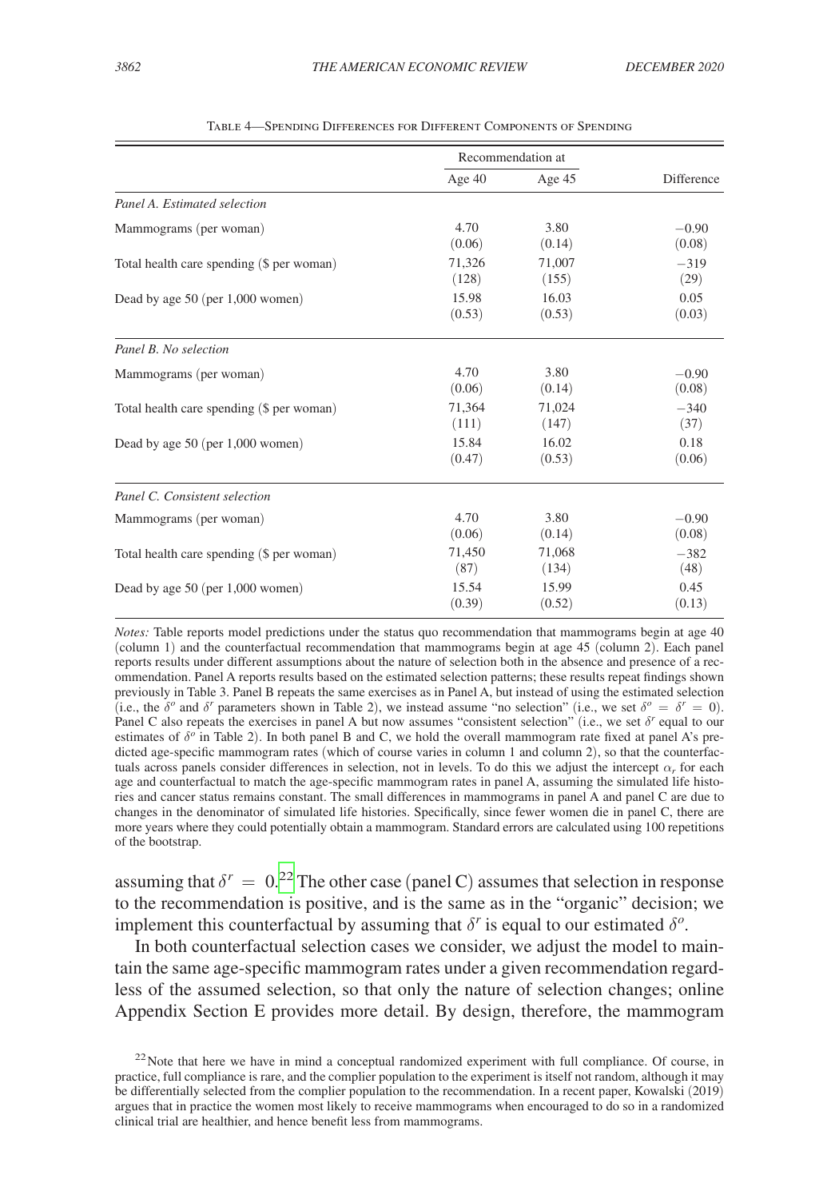Table 4—Spending Differences for Different Components of Spending

| | Recommendation at | | |
|---|---|---|---|
| | Age 40 | Age 45 | Difference |
| *Panel A. Estimated selection* | | | |
| Mammograms (per woman) | 4.70 | 3.80 | −0.90 |
| | (0.06) | (0.14) | (0.08) |
| Total health care spending ($ per woman) | 71,326 | 71,007 | −319 |
| | (128) | (155) | (29) |
| Dead by age 50 (per 1,000 women) | 15.98 | 16.03 | 0.05 |
| | (0.53) | (0.53) | (0.03) |
| *Panel B. No selection* | | | |
| Mammograms (per woman) | 4.70 | 3.80 | −0.90 |
| | (0.06) | (0.14) | (0.08) |
| Total health care spending ($ per woman) | 71,364 | 71,024 | −340 |
| | (111) | (147) | (37) |
| Dead by age 50 (per 1,000 women) | 15.84 | 16.02 | 0.18 |
| | (0.47) | (0.53) | (0.06) |
| *Panel C. Consistent selection* | | | |
| Mammograms (per woman) | 4.70 | 3.80 | −0.90 |
| | (0.06) | (0.14) | (0.08) |
| Total health care spending ($ per woman) | 71,450 | 71,068 | −382 |
| | (87) | (134) | (48) |
| Dead by age 50 (per 1,000 women) | 15.54 | 15.99 | 0.45 |
| | (0.39) | (0.52) | (0.13) |

*Notes:* Table reports model predictions under the status quo recommendation that mammograms begin at age 40 (column 1) and the counterfactual recommendation that mammograms begin at age 45 (column 2). Each panel reports results under different assumptions about the nature of selection both in the absence and presence of a recommendation. Panel A reports results based on the estimated selection patterns; these results repeat findings shown previously in Table 3. Panel B repeats the same exercises as in Panel A, but instead of using the estimated selection (i.e., the $\delta^o$ and $\delta^r$ parameters shown in Table 2), we instead assume "no selection" (i.e., we set $\delta^o = \delta^r = 0$). Panel C also repeats the exercises in panel A but now assumes "consistent selection" (i.e., we set $\delta^r$ equal to our estimates of $\delta^o$ in Table 2). In both panel B and C, we hold the overall mammogram rate fixed at panel A's predicted age-specific mammogram rates (which of course varies in column 1 and column 2), so that the counterfactuals across panels consider differences in selection, not in levels. To do this we adjust the intercept $\alpha_r$ for each age and counterfactual to match the age-specific mammogram rates in panel A, assuming the simulated life histories and cancer status remains constant. The small differences in mammograms in panel A and panel C are due to changes in the denominator of simulated life histories. Specifically, since fewer women die in panel C, there are more years where they could potentially obtain a mammogram. Standard errors are calculated using 100 repetitions of the bootstrap.

assuming that $\delta^r = 0$.[22] The other case (panel C) assumes that selection in response to the recommendation is positive, and is the same as in the "organic" decision; we implement this counterfactual by assuming that $\delta^r$ is equal to our estimated $\delta^o$.

In both counterfactual selection cases we consider, we adjust the model to maintain the same age-specific mammogram rates under a given recommendation regardless of the assumed selection, so that only the nature of selection changes; online Appendix Section E provides more detail. By design, therefore, the mammogram

[22] Note that here we have in mind a conceptual randomized experiment with full compliance. Of course, in practice, full compliance is rare, and the complier population to the experiment is itself not random, although it may be differentially selected from the complier population to the recommendation. In a recent paper, Kowalski (2019) argues that in practice the women most likely to receive mammograms when encouraged to do so in a randomized clinical trial are healthier, and hence benefit less from mammograms.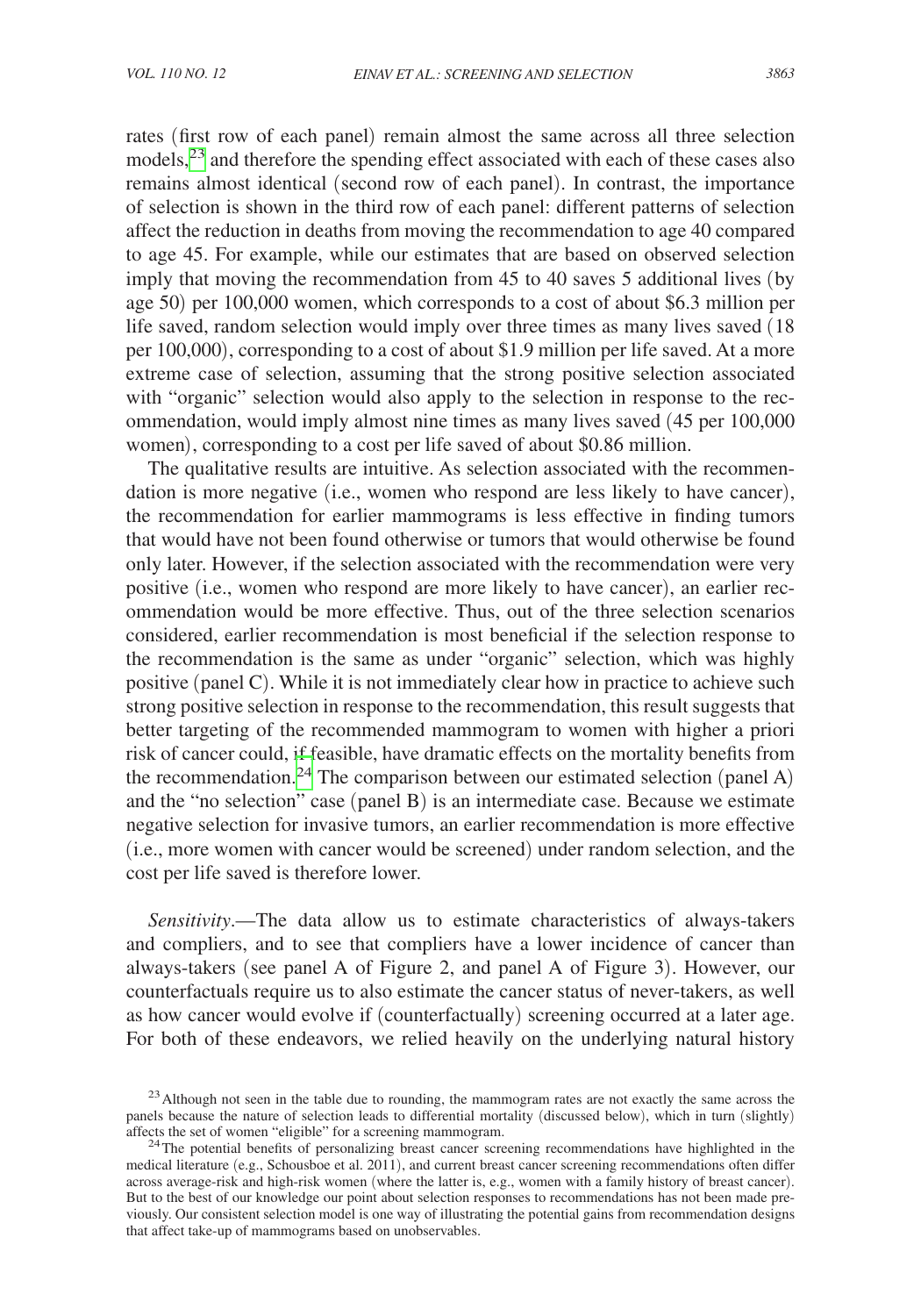rates (first row of each panel) remain almost the same across all three selection models,[23] and therefore the spending effect associated with each of these cases also remains almost identical (second row of each panel). In contrast, the importance of selection is shown in the third row of each panel: different patterns of selection affect the reduction in deaths from moving the recommendation to age 40 compared to age 45. For example, while our estimates that are based on observed selection imply that moving the recommendation from 45 to 40 saves 5 additional lives (by age 50) per 100,000 women, which corresponds to a cost of about \$6.3 million per life saved, random selection would imply over three times as many lives saved (18 per 100,000), corresponding to a cost of about \$1.9 million per life saved. At a more extreme case of selection, assuming that the strong positive selection associated with "organic" selection would also apply to the selection in response to the recommendation, would imply almost nine times as many lives saved (45 per 100,000 women), corresponding to a cost per life saved of about \$0.86 million.

The qualitative results are intuitive. As selection associated with the recommendation is more negative (i.e., women who respond are less likely to have cancer), the recommendation for earlier mammograms is less effective in finding tumors that would have not been found otherwise or tumors that would otherwise be found only later. However, if the selection associated with the recommendation were very positive (i.e., women who respond are more likely to have cancer), an earlier recommendation would be more effective. Thus, out of the three selection scenarios considered, earlier recommendation is most beneficial if the selection response to the recommendation is the same as under "organic" selection, which was highly positive (panel C). While it is not immediately clear how in practice to achieve such strong positive selection in response to the recommendation, this result suggests that better targeting of the recommended mammogram to women with higher a priori risk of cancer could, if feasible, have dramatic effects on the mortality benefits from the recommendation.[24] The comparison between our estimated selection (panel A) and the "no selection" case (panel B) is an intermediate case. Because we estimate negative selection for invasive tumors, an earlier recommendation is more effective (i.e., more women with cancer would be screened) under random selection, and the cost per life saved is therefore lower.

*Sensitivity*.—The data allow us to estimate characteristics of always-takers and compliers, and to see that compliers have a lower incidence of cancer than always-takers (see panel A of Figure 2, and panel A of Figure 3). However, our counterfactuals require us to also estimate the cancer status of never-takers, as well as how cancer would evolve if (counterfactually) screening occurred at a later age. For both of these endeavors, we relied heavily on the underlying natural history

[23] Although not seen in the table due to rounding, the mammogram rates are not exactly the same across the panels because the nature of selection leads to differential mortality (discussed below), which in turn (slightly) affects the set of women "eligible" for a screening mammogram.

[24] The potential benefits of personalizing breast cancer screening recommendations have highlighted in the medical literature (e.g., Schousboe et al. 2011), and current breast cancer screening recommendations often differ across average-risk and high-risk women (where the latter is, e.g., women with a family history of breast cancer). But to the best of our knowledge our point about selection responses to recommendations has not been made previously. Our consistent selection model is one way of illustrating the potential gains from recommendation designs that affect take-up of mammograms based on unobservables.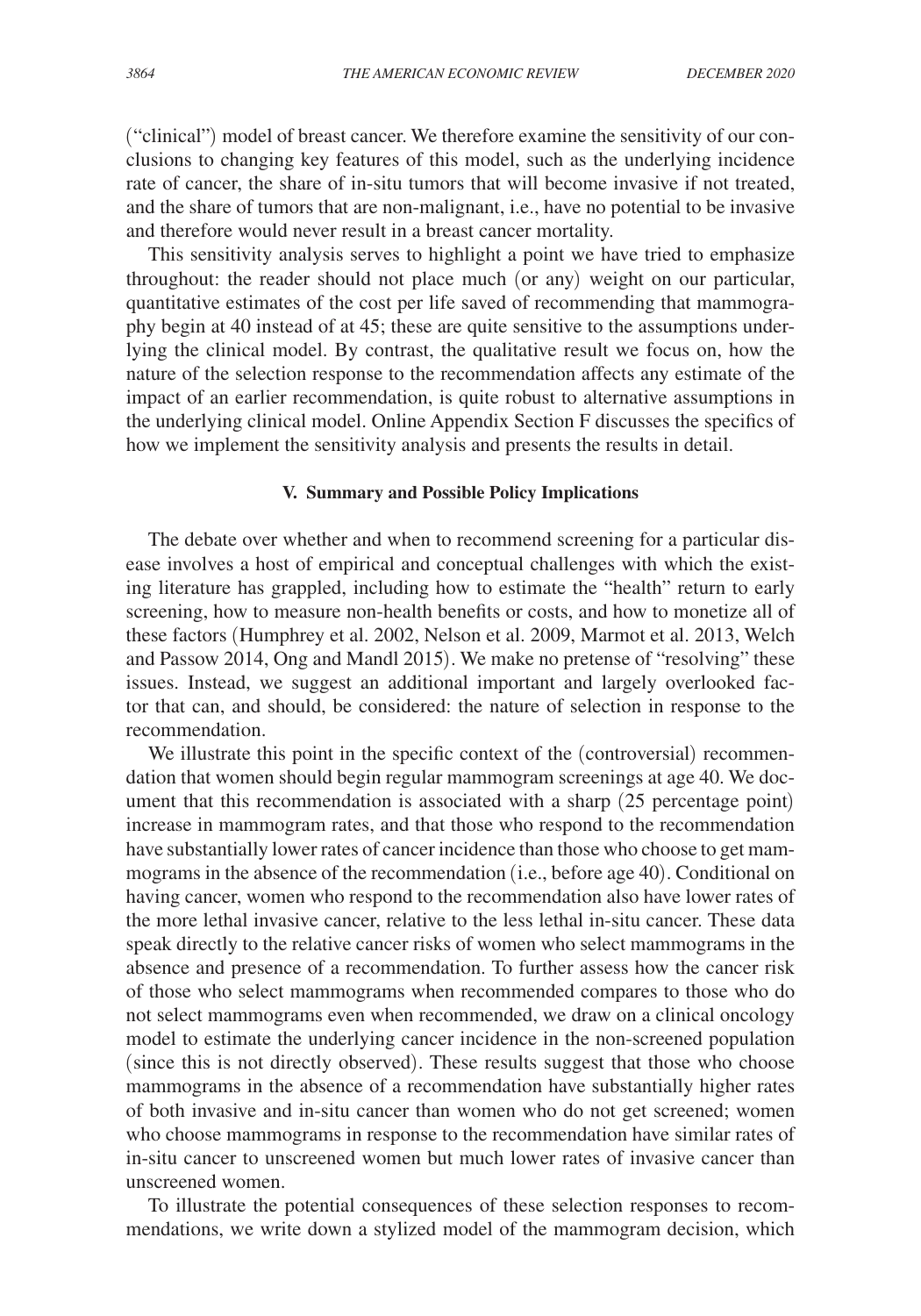("clinical") model of breast cancer. We therefore examine the sensitivity of our conclusions to changing key features of this model, such as the underlying incidence rate of cancer, the share of in-situ tumors that will become invasive if not treated, and the share of tumors that are non-malignant, i.e., have no potential to be invasive and therefore would never result in a breast cancer mortality.

This sensitivity analysis serves to highlight a point we have tried to emphasize throughout: the reader should not place much (or any) weight on our particular, quantitative estimates of the cost per life saved of recommending that mammography begin at 40 instead of at 45; these are quite sensitive to the assumptions underlying the clinical model. By contrast, the qualitative result we focus on, how the nature of the selection response to the recommendation affects any estimate of the impact of an earlier recommendation, is quite robust to alternative assumptions in the underlying clinical model. Online Appendix Section F discusses the specifics of how we implement the sensitivity analysis and presents the results in detail.

## V. Summary and Possible Policy Implications

The debate over whether and when to recommend screening for a particular disease involves a host of empirical and conceptual challenges with which the existing literature has grappled, including how to estimate the "health" return to early screening, how to measure non-health benefits or costs, and how to monetize all of these factors (Humphrey et al. 2002, Nelson et al. 2009, Marmot et al. 2013, Welch and Passow 2014, Ong and Mandl 2015). We make no pretense of "resolving" these issues. Instead, we suggest an additional important and largely overlooked factor that can, and should, be considered: the nature of selection in response to the recommendation.

We illustrate this point in the specific context of the (controversial) recommendation that women should begin regular mammogram screenings at age 40. We document that this recommendation is associated with a sharp (25 percentage point) increase in mammogram rates, and that those who respond to the recommendation have substantially lower rates of cancer incidence than those who choose to get mammograms in the absence of the recommendation (i.e., before age 40). Conditional on having cancer, women who respond to the recommendation also have lower rates of the more lethal invasive cancer, relative to the less lethal in-situ cancer. These data speak directly to the relative cancer risks of women who select mammograms in the absence and presence of a recommendation. To further assess how the cancer risk of those who select mammograms when recommended compares to those who do not select mammograms even when recommended, we draw on a clinical oncology model to estimate the underlying cancer incidence in the non-screened population (since this is not directly observed). These results suggest that those who choose mammograms in the absence of a recommendation have substantially higher rates of both invasive and in-situ cancer than women who do not get screened; women who choose mammograms in response to the recommendation have similar rates of in-situ cancer to unscreened women but much lower rates of invasive cancer than unscreened women.

To illustrate the potential consequences of these selection responses to recommendations, we write down a stylized model of the mammogram decision, which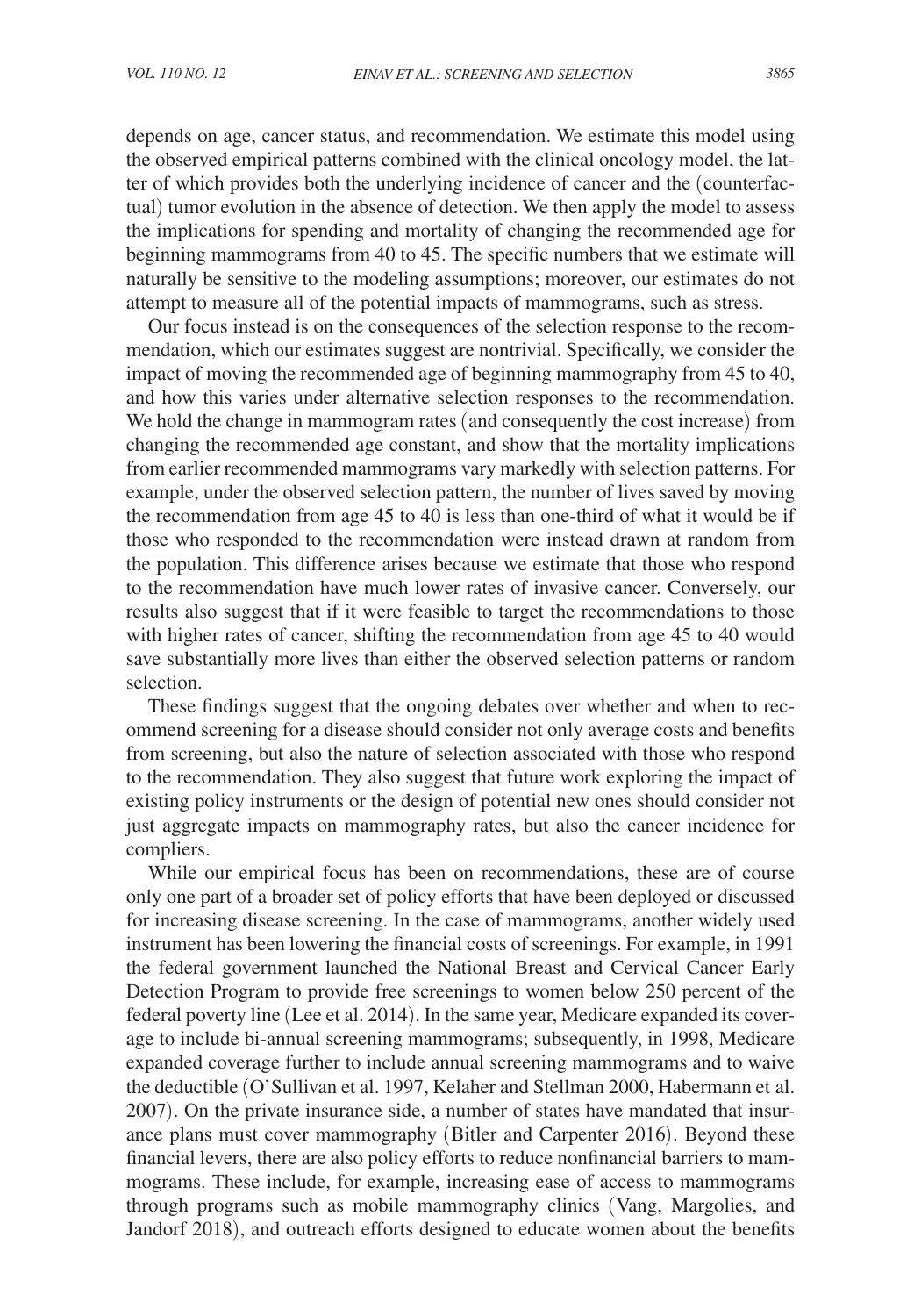depends on age, cancer status, and recommendation. We estimate this model using the observed empirical patterns combined with the clinical oncology model, the latter of which provides both the underlying incidence of cancer and the (counterfactual) tumor evolution in the absence of detection. We then apply the model to assess the implications for spending and mortality of changing the recommended age for beginning mammograms from 40 to 45. The specific numbers that we estimate will naturally be sensitive to the modeling assumptions; moreover, our estimates do not attempt to measure all of the potential impacts of mammograms, such as stress.

Our focus instead is on the consequences of the selection response to the recommendation, which our estimates suggest are nontrivial. Specifically, we consider the impact of moving the recommended age of beginning mammography from 45 to 40, and how this varies under alternative selection responses to the recommendation. We hold the change in mammogram rates (and consequently the cost increase) from changing the recommended age constant, and show that the mortality implications from earlier recommended mammograms vary markedly with selection patterns. For example, under the observed selection pattern, the number of lives saved by moving the recommendation from age 45 to 40 is less than one-third of what it would be if those who responded to the recommendation were instead drawn at random from the population. This difference arises because we estimate that those who respond to the recommendation have much lower rates of invasive cancer. Conversely, our results also suggest that if it were feasible to target the recommendations to those with higher rates of cancer, shifting the recommendation from age 45 to 40 would save substantially more lives than either the observed selection patterns or random selection.

These findings suggest that the ongoing debates over whether and when to recommend screening for a disease should consider not only average costs and benefits from screening, but also the nature of selection associated with those who respond to the recommendation. They also suggest that future work exploring the impact of existing policy instruments or the design of potential new ones should consider not just aggregate impacts on mammography rates, but also the cancer incidence for compliers.

While our empirical focus has been on recommendations, these are of course only one part of a broader set of policy efforts that have been deployed or discussed for increasing disease screening. In the case of mammograms, another widely used instrument has been lowering the financial costs of screenings. For example, in 1991 the federal government launched the National Breast and Cervical Cancer Early Detection Program to provide free screenings to women below 250 percent of the federal poverty line (Lee et al. 2014). In the same year, Medicare expanded its coverage to include bi-annual screening mammograms; subsequently, in 1998, Medicare expanded coverage further to include annual screening mammograms and to waive the deductible (O'Sullivan et al. 1997, Kelaher and Stellman 2000, Habermann et al. 2007). On the private insurance side, a number of states have mandated that insurance plans must cover mammography (Bitler and Carpenter 2016). Beyond these financial levers, there are also policy efforts to reduce nonfinancial barriers to mammograms. These include, for example, increasing ease of access to mammograms through programs such as mobile mammography clinics (Vang, Margolies, and Jandorf 2018), and outreach efforts designed to educate women about the benefits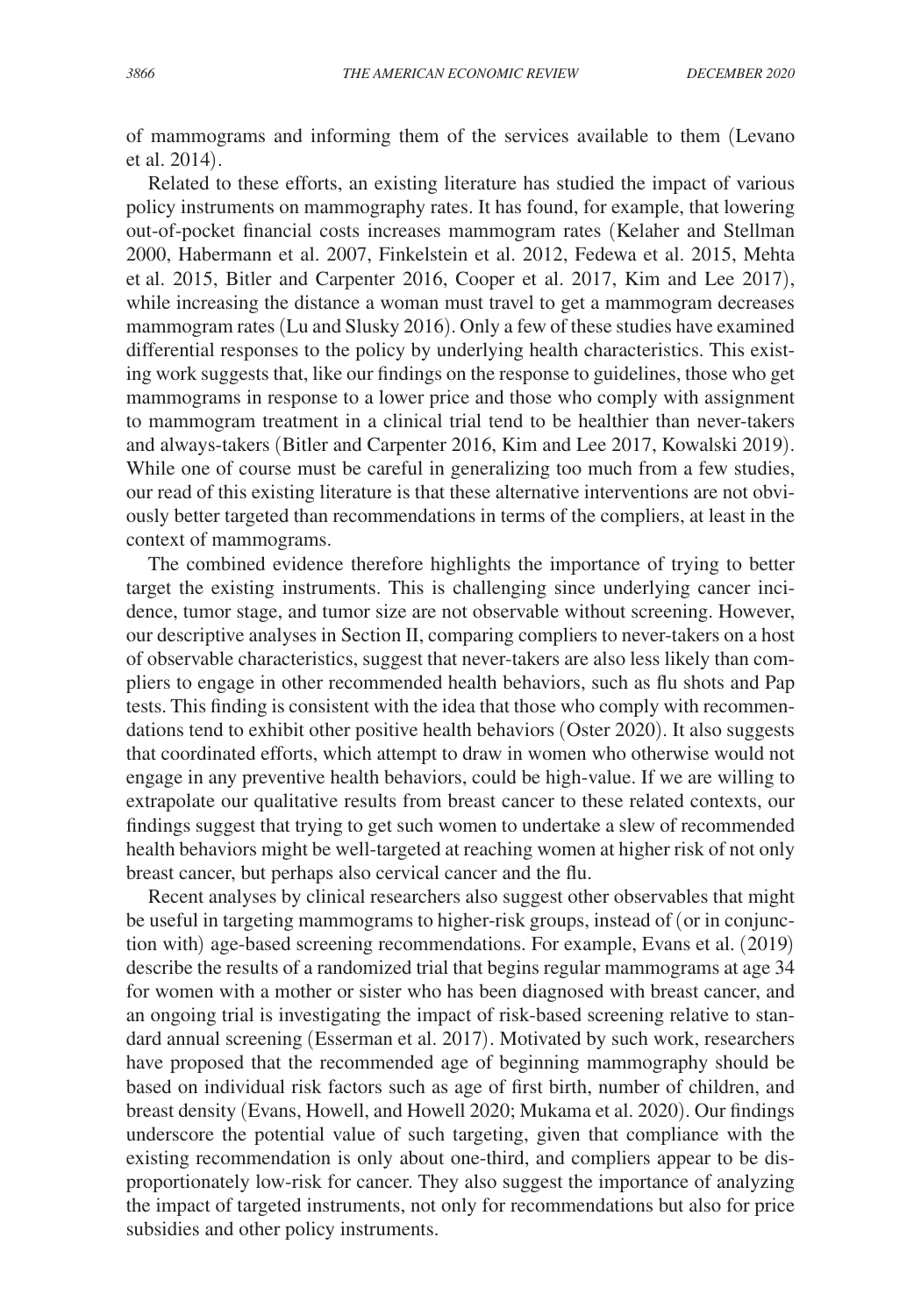of mammograms and informing them of the services available to them (Levano et al. 2014).

Related to these efforts, an existing literature has studied the impact of various policy instruments on mammography rates. It has found, for example, that lowering out-of-pocket financial costs increases mammogram rates (Kelaher and Stellman 2000, Habermann et al. 2007, Finkelstein et al. 2012, Fedewa et al. 2015, Mehta et al. 2015, Bitler and Carpenter 2016, Cooper et al. 2017, Kim and Lee 2017), while increasing the distance a woman must travel to get a mammogram decreases mammogram rates (Lu and Slusky 2016). Only a few of these studies have examined differential responses to the policy by underlying health characteristics. This existing work suggests that, like our findings on the response to guidelines, those who get mammograms in response to a lower price and those who comply with assignment to mammogram treatment in a clinical trial tend to be healthier than never-takers and always-takers (Bitler and Carpenter 2016, Kim and Lee 2017, Kowalski 2019). While one of course must be careful in generalizing too much from a few studies, our read of this existing literature is that these alternative interventions are not obviously better targeted than recommendations in terms of the compliers, at least in the context of mammograms.

The combined evidence therefore highlights the importance of trying to better target the existing instruments. This is challenging since underlying cancer incidence, tumor stage, and tumor size are not observable without screening. However, our descriptive analyses in Section II, comparing compliers to never-takers on a host of observable characteristics, suggest that never-takers are also less likely than compliers to engage in other recommended health behaviors, such as flu shots and Pap tests. This finding is consistent with the idea that those who comply with recommendations tend to exhibit other positive health behaviors (Oster 2020). It also suggests that coordinated efforts, which attempt to draw in women who otherwise would not engage in any preventive health behaviors, could be high-value. If we are willing to extrapolate our qualitative results from breast cancer to these related contexts, our findings suggest that trying to get such women to undertake a slew of recommended health behaviors might be well-targeted at reaching women at higher risk of not only breast cancer, but perhaps also cervical cancer and the flu.

Recent analyses by clinical researchers also suggest other observables that might be useful in targeting mammograms to higher-risk groups, instead of (or in conjunction with) age-based screening recommendations. For example, Evans et al. (2019) describe the results of a randomized trial that begins regular mammograms at age 34 for women with a mother or sister who has been diagnosed with breast cancer, and an ongoing trial is investigating the impact of risk-based screening relative to standard annual screening (Esserman et al. 2017). Motivated by such work, researchers have proposed that the recommended age of beginning mammography should be based on individual risk factors such as age of first birth, number of children, and breast density (Evans, Howell, and Howell 2020; Mukama et al. 2020). Our findings underscore the potential value of such targeting, given that compliance with the existing recommendation is only about one-third, and compliers appear to be disproportionately low-risk for cancer. They also suggest the importance of analyzing the impact of targeted instruments, not only for recommendations but also for price subsidies and other policy instruments.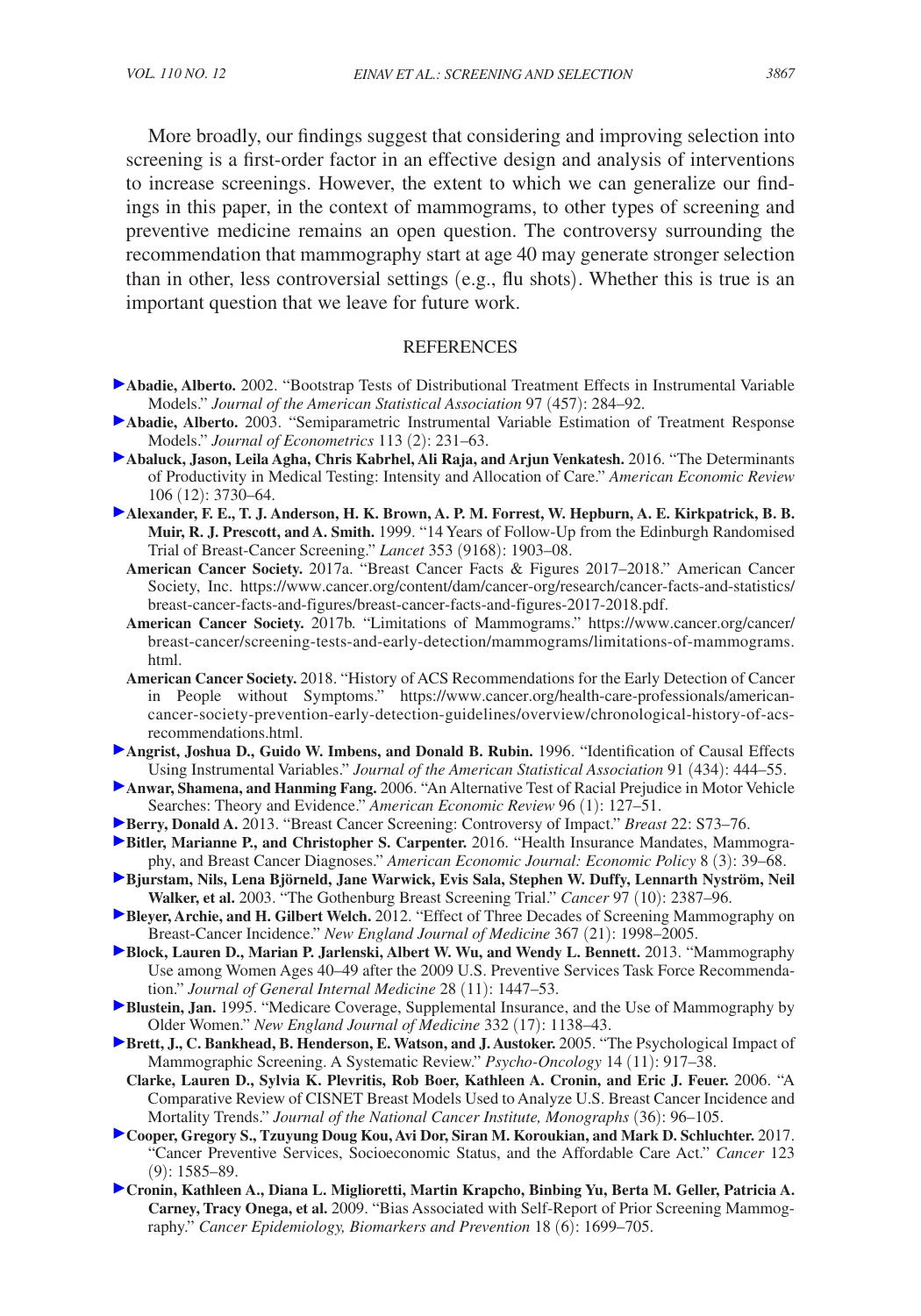More broadly, our findings suggest that considering and improving selection into screening is a first-order factor in an effective design and analysis of interventions to increase screenings. However, the extent to which we can generalize our findings in this paper, in the context of mammograms, to other types of screening and preventive medicine remains an open question. The controversy surrounding the recommendation that mammography start at age 40 may generate stronger selection than in other, less controversial settings (e.g., flu shots). Whether this is true is an important question that we leave for future work.

## REFERENCES

**Abadie, Alberto.** 2002. "Bootstrap Tests of Distributional Treatment Effects in Instrumental Variable Models." *Journal of the American Statistical Association* 97 (457): 284–92.

**Abadie, Alberto.** 2003. "Semiparametric Instrumental Variable Estimation of Treatment Response Models." *Journal of Econometrics* 113 (2): 231–63.

**Abaluck, Jason, Leila Agha, Chris Kabrhel, Ali Raja, and Arjun Venkatesh.** 2016. "The Determinants of Productivity in Medical Testing: Intensity and Allocation of Care." *American Economic Review* 106 (12): 3730–64.

**Alexander, F. E., T. J. Anderson, H. K. Brown, A. P. M. Forrest, W. Hepburn, A. E. Kirkpatrick, B. B. Muir, R. J. Prescott, and A. Smith.** 1999. "14 Years of Follow-Up from the Edinburgh Randomised Trial of Breast-Cancer Screening." *Lancet* 353 (9168): 1903–08.

**American Cancer Society.** 2017a. "Breast Cancer Facts & Figures 2017–2018." American Cancer Society, Inc. https://www.cancer.org/content/dam/cancer-org/research/cancer-facts-and-statistics/breast-cancer-facts-and-figures/breast-cancer-facts-and-figures-2017-2018.pdf.

**American Cancer Society.** 2017b. "Limitations of Mammograms." https://www.cancer.org/cancer/breast-cancer/screening-tests-and-early-detection/mammograms/limitations-of-mammograms.html.

**American Cancer Society.** 2018. "History of ACS Recommendations for the Early Detection of Cancer in People without Symptoms." https://www.cancer.org/health-care-professionals/american-cancer-society-prevention-early-detection-guidelines/overview/chronological-history-of-acs-recommendations.html.

**Angrist, Joshua D., Guido W. Imbens, and Donald B. Rubin.** 1996. "Identification of Causal Effects Using Instrumental Variables." *Journal of the American Statistical Association* 91 (434): 444–55.

**Anwar, Shamena, and Hanming Fang.** 2006. "An Alternative Test of Racial Prejudice in Motor Vehicle Searches: Theory and Evidence." *American Economic Review* 96 (1): 127–51.

**Berry, Donald A.** 2013. "Breast Cancer Screening: Controversy of Impact." *Breast* 22: S73–76.

**Bitler, Marianne P., and Christopher S. Carpenter.** 2016. "Health Insurance Mandates, Mammography, and Breast Cancer Diagnoses." *American Economic Journal: Economic Policy* 8 (3): 39–68.

**Bjurstam, Nils, Lena Björneld, Jane Warwick, Evis Sala, Stephen W. Duffy, Lennarth Nyström, Neil Walker, et al.** 2003. "The Gothenburg Breast Screening Trial." *Cancer* 97 (10): 2387–96.

**Bleyer, Archie, and H. Gilbert Welch.** 2012. "Effect of Three Decades of Screening Mammography on Breast-Cancer Incidence." *New England Journal of Medicine* 367 (21): 1998–2005.

**Block, Lauren D., Marian P. Jarlenski, Albert W. Wu, and Wendy L. Bennett.** 2013. "Mammography Use among Women Ages 40–49 after the 2009 U.S. Preventive Services Task Force Recommendation." *Journal of General Internal Medicine* 28 (11): 1447–53.

**Blustein, Jan.** 1995. "Medicare Coverage, Supplemental Insurance, and the Use of Mammography by Older Women." *New England Journal of Medicine* 332 (17): 1138–43.

**Brett, J., C. Bankhead, B. Henderson, E. Watson, and J. Austoker.** 2005. "The Psychological Impact of Mammographic Screening. A Systematic Review." *Psycho-Oncology* 14 (11): 917–38.

**Clarke, Lauren D., Sylvia K. Plevritis, Rob Boer, Kathleen A. Cronin, and Eric J. Feuer.** 2006. "A Comparative Review of CISNET Breast Models Used to Analyze U.S. Breast Cancer Incidence and Mortality Trends." *Journal of the National Cancer Institute, Monographs* (36): 96–105.

**Cooper, Gregory S., Tzuyung Doug Kou, Avi Dor, Siran M. Koroukian, and Mark D. Schluchter.** 2017. "Cancer Preventive Services, Socioeconomic Status, and the Affordable Care Act." *Cancer* 123 (9): 1585–89.

**Cronin, Kathleen A., Diana L. Miglioretti, Martin Krapcho, Binbing Yu, Berta M. Geller, Patricia A. Carney, Tracy Onega, et al.** 2009. "Bias Associated with Self-Report of Prior Screening Mammography." *Cancer Epidemiology, Biomarkers and Prevention* 18 (6): 1699–705.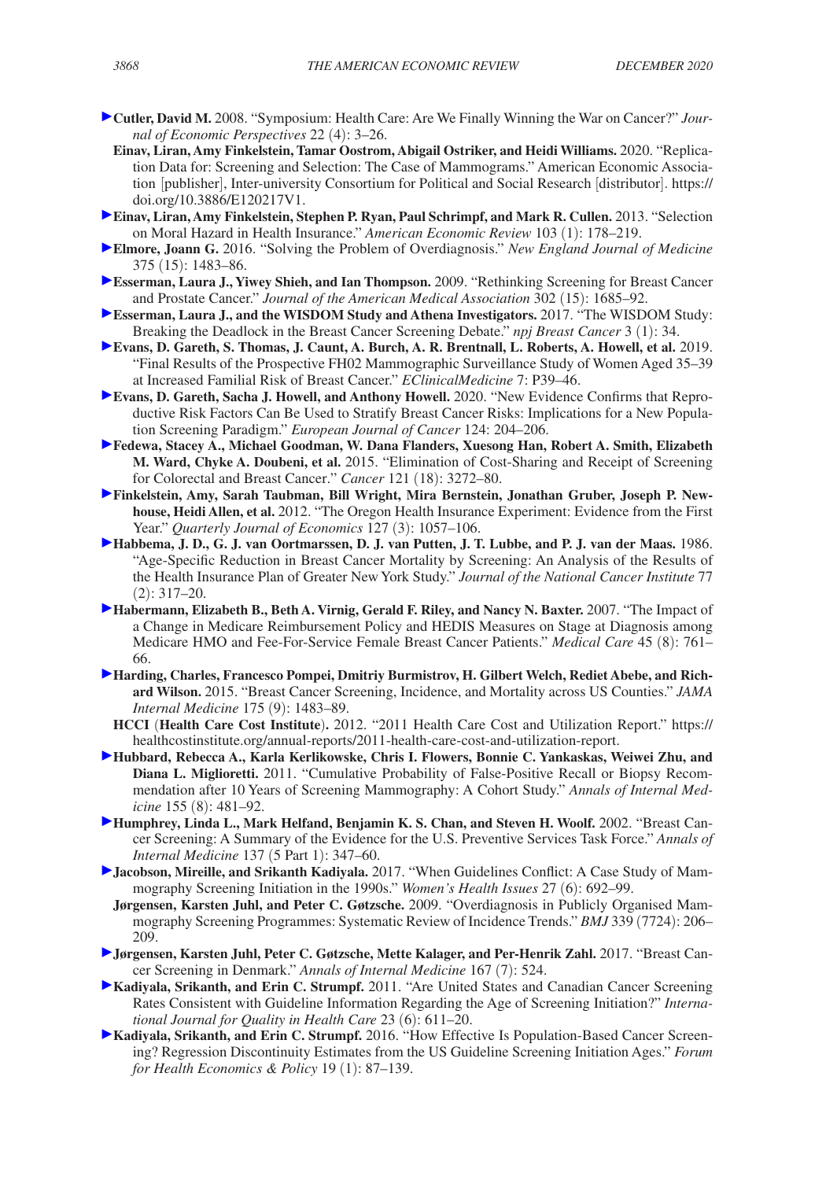Cutler, David M. 2008. "Symposium: Health Care: Are We Finally Winning the War on Cancer?" *Journal of Economic Perspectives* 22 (4): 3–26.

**Einav, Liran, Amy Finkelstein, Tamar Oostrom, Abigail Ostriker, and Heidi Williams.** 2020. "Replication Data for: Screening and Selection: The Case of Mammograms." American Economic Association [publisher], Inter-university Consortium for Political and Social Research [distributor]. https://doi.org/10.3886/E120217V1.

**Einav, Liran, Amy Finkelstein, Stephen P. Ryan, Paul Schrimpf, and Mark R. Cullen.** 2013. "Selection on Moral Hazard in Health Insurance." *American Economic Review* 103 (1): 178–219.

**Elmore, Joann G.** 2016. "Solving the Problem of Overdiagnosis." *New England Journal of Medicine* 375 (15): 1483–86.

**Esserman, Laura J., Yiwey Shieh, and Ian Thompson.** 2009. "Rethinking Screening for Breast Cancer and Prostate Cancer." *Journal of the American Medical Association* 302 (15): 1685–92.

**Esserman, Laura J., and the WISDOM Study and Athena Investigators.** 2017. "The WISDOM Study: Breaking the Deadlock in the Breast Cancer Screening Debate." *npj Breast Cancer* 3 (1): 34.

**Evans, D. Gareth, S. Thomas, J. Caunt, A. Burch, A. R. Brentnall, L. Roberts, A. Howell, et al.** 2019. "Final Results of the Prospective FH02 Mammographic Surveillance Study of Women Aged 35–39 at Increased Familial Risk of Breast Cancer." *EClinicalMedicine* 7: P39–46.

**Evans, D. Gareth, Sacha J. Howell, and Anthony Howell.** 2020. "New Evidence Confirms that Reproductive Risk Factors Can Be Used to Stratify Breast Cancer Risks: Implications for a New Population Screening Paradigm." *European Journal of Cancer* 124: 204–206.

**Fedewa, Stacey A., Michael Goodman, W. Dana Flanders, Xuesong Han, Robert A. Smith, Elizabeth M. Ward, Chyke A. Doubeni, et al.** 2015. "Elimination of Cost-Sharing and Receipt of Screening for Colorectal and Breast Cancer." *Cancer* 121 (18): 3272–80.

**Finkelstein, Amy, Sarah Taubman, Bill Wright, Mira Bernstein, Jonathan Gruber, Joseph P. Newhouse, Heidi Allen, et al.** 2012. "The Oregon Health Insurance Experiment: Evidence from the First Year." *Quarterly Journal of Economics* 127 (3): 1057–106.

**Habbema, J. D., G. J. van Oortmarssen, D. J. van Putten, J. T. Lubbe, and P. J. van der Maas.** 1986. "Age-Specific Reduction in Breast Cancer Mortality by Screening: An Analysis of the Results of the Health Insurance Plan of Greater New York Study." *Journal of the National Cancer Institute* 77 (2): 317–20.

**Habermann, Elizabeth B., Beth A. Virnig, Gerald F. Riley, and Nancy N. Baxter.** 2007. "The Impact of a Change in Medicare Reimbursement Policy and HEDIS Measures on Stage at Diagnosis among Medicare HMO and Fee-For-Service Female Breast Cancer Patients." *Medical Care* 45 (8): 761–66.

**Harding, Charles, Francesco Pompei, Dmitriy Burmistrov, H. Gilbert Welch, Rediet Abebe, and Richard Wilson.** 2015. "Breast Cancer Screening, Incidence, and Mortality across US Counties." *JAMA Internal Medicine* 175 (9): 1483–89.

**HCCI** (**Health Care Cost Institute**). 2012. "2011 Health Care Cost and Utilization Report." https://healthcostinstitute.org/annual-reports/2011-health-care-cost-and-utilization-report.

**Hubbard, Rebecca A., Karla Kerlikowske, Chris I. Flowers, Bonnie C. Yankaskas, Weiwei Zhu, and Diana L. Miglioretti.** 2011. "Cumulative Probability of False-Positive Recall or Biopsy Recommendation after 10 Years of Screening Mammography: A Cohort Study." *Annals of Internal Medicine* 155 (8): 481–92.

**Humphrey, Linda L., Mark Helfand, Benjamin K. S. Chan, and Steven H. Woolf.** 2002. "Breast Cancer Screening: A Summary of the Evidence for the U.S. Preventive Services Task Force." *Annals of Internal Medicine* 137 (5 Part 1): 347–60.

**Jacobson, Mireille, and Srikanth Kadiyala.** 2017. "When Guidelines Conflict: A Case Study of Mammography Screening Initiation in the 1990s." *Women's Health Issues* 27 (6): 692–99.

**Jørgensen, Karsten Juhl, and Peter C. Gøtzsche.** 2009. "Overdiagnosis in Publicly Organised Mammography Screening Programmes: Systematic Review of Incidence Trends." *BMJ* 339 (7724): 206–209.

**Jørgensen, Karsten Juhl, Peter C. Gøtzsche, Mette Kalager, and Per-Henrik Zahl.** 2017. "Breast Cancer Screening in Denmark." *Annals of Internal Medicine* 167 (7): 524.

**Kadiyala, Srikanth, and Erin C. Strumpf.** 2011. "Are United States and Canadian Cancer Screening Rates Consistent with Guideline Information Regarding the Age of Screening Initiation?" *International Journal for Quality in Health Care* 23 (6): 611–20.

**Kadiyala, Srikanth, and Erin C. Strumpf.** 2016. "How Effective Is Population-Based Cancer Screening? Regression Discontinuity Estimates from the US Guideline Screening Initiation Ages." *Forum for Health Economics & Policy* 19 (1): 87–139.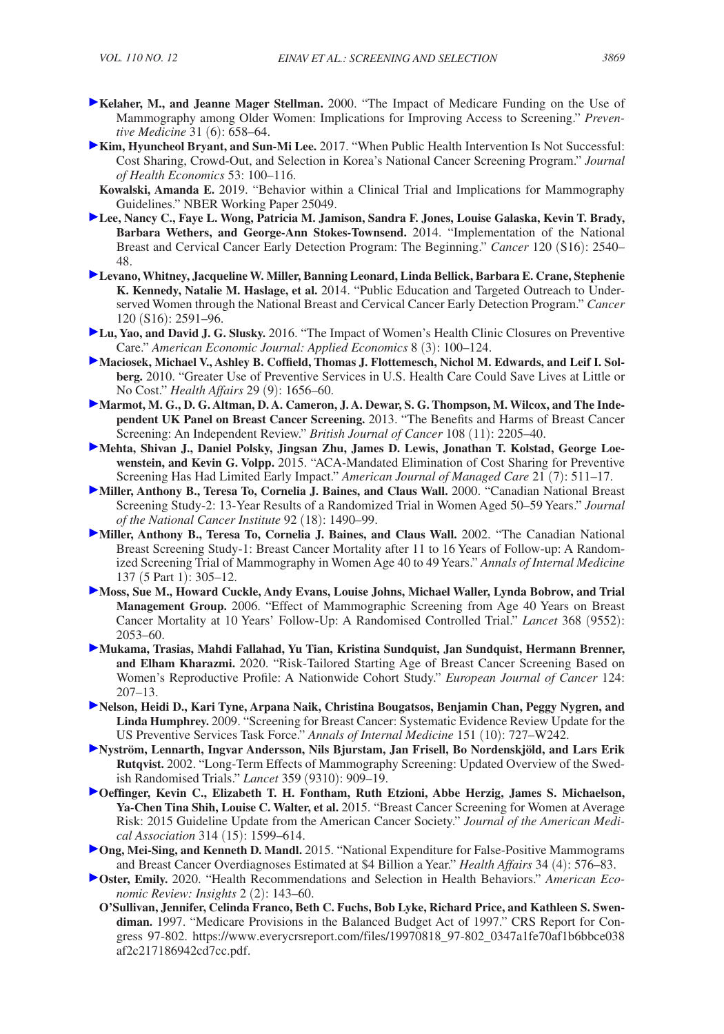**Kelaher, M., and Jeanne Mager Stellman.** 2000. "The Impact of Medicare Funding on the Use of Mammography among Older Women: Implications for Improving Access to Screening." *Preventive Medicine* 31 (6): 658–64.

**Kim, Hyuncheol Bryant, and Sun-Mi Lee.** 2017. "When Public Health Intervention Is Not Successful: Cost Sharing, Crowd-Out, and Selection in Korea's National Cancer Screening Program." *Journal of Health Economics* 53: 100–116.

**Kowalski, Amanda E.** 2019. "Behavior within a Clinical Trial and Implications for Mammography Guidelines." NBER Working Paper 25049.

**Lee, Nancy C., Faye L. Wong, Patricia M. Jamison, Sandra F. Jones, Louise Galaska, Kevin T. Brady, Barbara Wethers, and George-Ann Stokes-Townsend.** 2014. "Implementation of the National Breast and Cervical Cancer Early Detection Program: The Beginning." *Cancer* 120 (S16): 2540–48.

**Levano, Whitney, Jacqueline W. Miller, Banning Leonard, Linda Bellick, Barbara E. Crane, Stephenie K. Kennedy, Natalie M. Haslage, et al.** 2014. "Public Education and Targeted Outreach to Underserved Women through the National Breast and Cervical Cancer Early Detection Program." *Cancer* 120 (S16): 2591–96.

**Lu, Yao, and David J. G. Slusky.** 2016. "The Impact of Women's Health Clinic Closures on Preventive Care." *American Economic Journal: Applied Economics* 8 (3): 100–124.

**Maciosek, Michael V., Ashley B. Coffield, Thomas J. Flottemesch, Nichol M. Edwards, and Leif I. Solberg.** 2010. "Greater Use of Preventive Services in U.S. Health Care Could Save Lives at Little or No Cost." *Health Affairs* 29 (9): 1656–60.

**Marmot, M. G., D. G. Altman, D. A. Cameron, J. A. Dewar, S. G. Thompson, M. Wilcox, and The Independent UK Panel on Breast Cancer Screening.** 2013. "The Benefits and Harms of Breast Cancer Screening: An Independent Review." *British Journal of Cancer* 108 (11): 2205–40.

**Mehta, Shivan J., Daniel Polsky, Jingsan Zhu, James D. Lewis, Jonathan T. Kolstad, George Loewenstein, and Kevin G. Volpp.** 2015. "ACA-Mandated Elimination of Cost Sharing for Preventive Screening Has Had Limited Early Impact." *American Journal of Managed Care* 21 (7): 511–17.

**Miller, Anthony B., Teresa To, Cornelia J. Baines, and Claus Wall.** 2000. "Canadian National Breast Screening Study-2: 13-Year Results of a Randomized Trial in Women Aged 50–59 Years." *Journal of the National Cancer Institute* 92 (18): 1490–99.

**Miller, Anthony B., Teresa To, Cornelia J. Baines, and Claus Wall.** 2002. "The Canadian National Breast Screening Study-1: Breast Cancer Mortality after 11 to 16 Years of Follow-up: A Randomized Screening Trial of Mammography in Women Age 40 to 49 Years." *Annals of Internal Medicine* 137 (5 Part 1): 305–12.

**Moss, Sue M., Howard Cuckle, Andy Evans, Louise Johns, Michael Waller, Lynda Bobrow, and Trial Management Group.** 2006. "Effect of Mammographic Screening from Age 40 Years on Breast Cancer Mortality at 10 Years' Follow-Up: A Randomised Controlled Trial." *Lancet* 368 (9552): 2053–60.

**Mukama, Trasias, Mahdi Fallahad, Yu Tian, Kristina Sundquist, Jan Sundquist, Hermann Brenner, and Elham Kharazmi.** 2020. "Risk-Tailored Starting Age of Breast Cancer Screening Based on Women's Reproductive Profile: A Nationwide Cohort Study." *European Journal of Cancer* 124: 207–13.

**Nelson, Heidi D., Kari Tyne, Arpana Naik, Christina Bougatsos, Benjamin Chan, Peggy Nygren, and Linda Humphrey.** 2009. "Screening for Breast Cancer: Systematic Evidence Review Update for the US Preventive Services Task Force." *Annals of Internal Medicine* 151 (10): 727–W242.

**Nyström, Lennarth, Ingvar Andersson, Nils Bjurstam, Jan Frisell, Bo Nordenskjöld, and Lars Erik Rutqvist.** 2002. "Long-Term Effects of Mammography Screening: Updated Overview of the Swedish Randomised Trials." *Lancet* 359 (9310): 909–19.

**Oeffinger, Kevin C., Elizabeth T. H. Fontham, Ruth Etzioni, Abbe Herzig, James S. Michaelson, Ya-Chen Tina Shih, Louise C. Walter, et al.** 2015. "Breast Cancer Screening for Women at Average Risk: 2015 Guideline Update from the American Cancer Society." *Journal of the American Medical Association* 314 (15): 1599–614.

**Ong, Mei-Sing, and Kenneth D. Mandl.** 2015. "National Expenditure for False-Positive Mammograms and Breast Cancer Overdiagnoses Estimated at $4 Billion a Year." *Health Affairs* 34 (4): 576–83.

**Oster, Emily.** 2020. "Health Recommendations and Selection in Health Behaviors." *American Economic Review: Insights* 2 (2): 143–60.

**O'Sullivan, Jennifer, Celinda Franco, Beth C. Fuchs, Bob Lyke, Richard Price, and Kathleen S. Swendiman.** 1997. "Medicare Provisions in the Balanced Budget Act of 1997." CRS Report for Congress 97-802. https://www.everycrsreport.com/files/19970818_97-802_0347a1fe70af1b6bbce038af2c217186942cd7cc.pdf.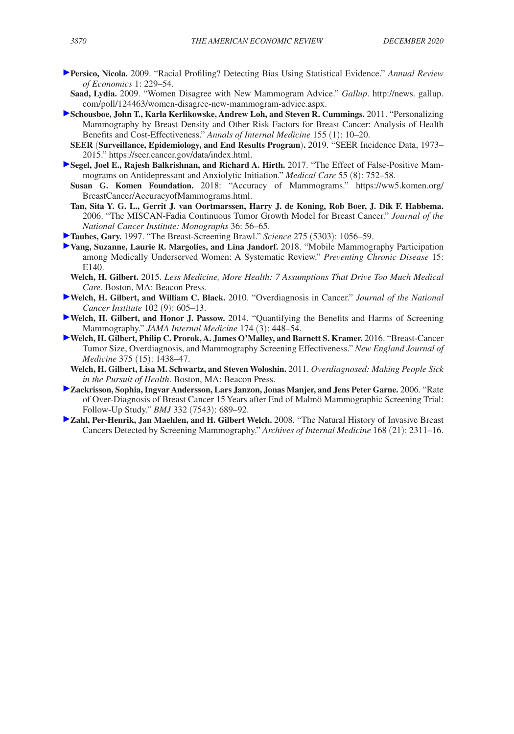**Persico, Nicola.** 2009. "Racial Profiling? Detecting Bias Using Statistical Evidence." *Annual Review of Economics* 1: 229–54.

**Saad, Lydia.** 2009. "Women Disagree with New Mammogram Advice." *Gallup*. http://news. gallup. com/poll/124463/women-disagree-new-mammogram-advice.aspx.

**Schousboe, John T., Karla Kerlikowske, Andrew Loh, and Steven R. Cummings.** 2011. "Personalizing Mammography by Breast Density and Other Risk Factors for Breast Cancer: Analysis of Health Benefits and Cost-Effectiveness." *Annals of Internal Medicine* 155 (1): 10–20.

**SEER (Surveillance, Epidemiology, and End Results Program).** 2019. "SEER Incidence Data, 1973–2015." https://seer.cancer.gov/data/index.html.

**Segel, Joel E., Rajesh Balkrishnan, and Richard A. Hirth.** 2017. "The Effect of False-Positive Mammograms on Antidepressant and Anxiolytic Initiation." *Medical Care* 55 (8): 752–58.

**Susan G. Komen Foundation.** 2018: "Accuracy of Mammograms." https://ww5.komen.org/BreastCancer/AccuracyofMammograms.html.

**Tan, Sita Y. G. L., Gerrit J. van Oortmarssen, Harry J. de Koning, Rob Boer, J. Dik F. Habbema.** 2006. "The MISCAN-Fadia Continuous Tumor Growth Model for Breast Cancer." *Journal of the National Cancer Institute: Monographs* 36: 56–65.

**Taubes, Gary.** 1997. "The Breast-Screening Brawl." *Science* 275 (5303): 1056–59.

**Vang, Suzanne, Laurie R. Margolies, and Lina Jandorf.** 2018. "Mobile Mammography Participation among Medically Underserved Women: A Systematic Review." *Preventing Chronic Disease* 15: E140.

**Welch, H. Gilbert.** 2015. *Less Medicine, More Health: 7 Assumptions That Drive Too Much Medical Care*. Boston, MA: Beacon Press.

**Welch, H. Gilbert, and William C. Black.** 2010. "Overdiagnosis in Cancer." *Journal of the National Cancer Institute* 102 (9): 605–13.

**Welch, H. Gilbert, and Honor J. Passow.** 2014. "Quantifying the Benefits and Harms of Screening Mammography." *JAMA Internal Medicine* 174 (3): 448–54.

**Welch, H. Gilbert, Philip C. Prorok, A. James O'Malley, and Barnett S. Kramer.** 2016. "Breast-Cancer Tumor Size, Overdiagnosis, and Mammography Screening Effectiveness." *New England Journal of Medicine* 375 (15): 1438–47.

**Welch, H. Gilbert, Lisa M. Schwartz, and Steven Woloshin.** 2011. *Overdiagnosed: Making People Sick in the Pursuit of Health*. Boston, MA: Beacon Press.

**Zackrisson, Sophia, Ingvar Andersson, Lars Janzon, Jonas Manjer, and Jens Peter Garne.** 2006. "Rate of Over-Diagnosis of Breast Cancer 15 Years after End of Malmö Mammographic Screening Trial: Follow-Up Study." *BMJ* 332 (7543): 689–92.

**Zahl, Per-Henrik, Jan Maehlen, and H. Gilbert Welch.** 2008. "The Natural History of Invasive Breast Cancers Detected by Screening Mammography." *Archives of Internal Medicine* 168 (21): 2311–16.